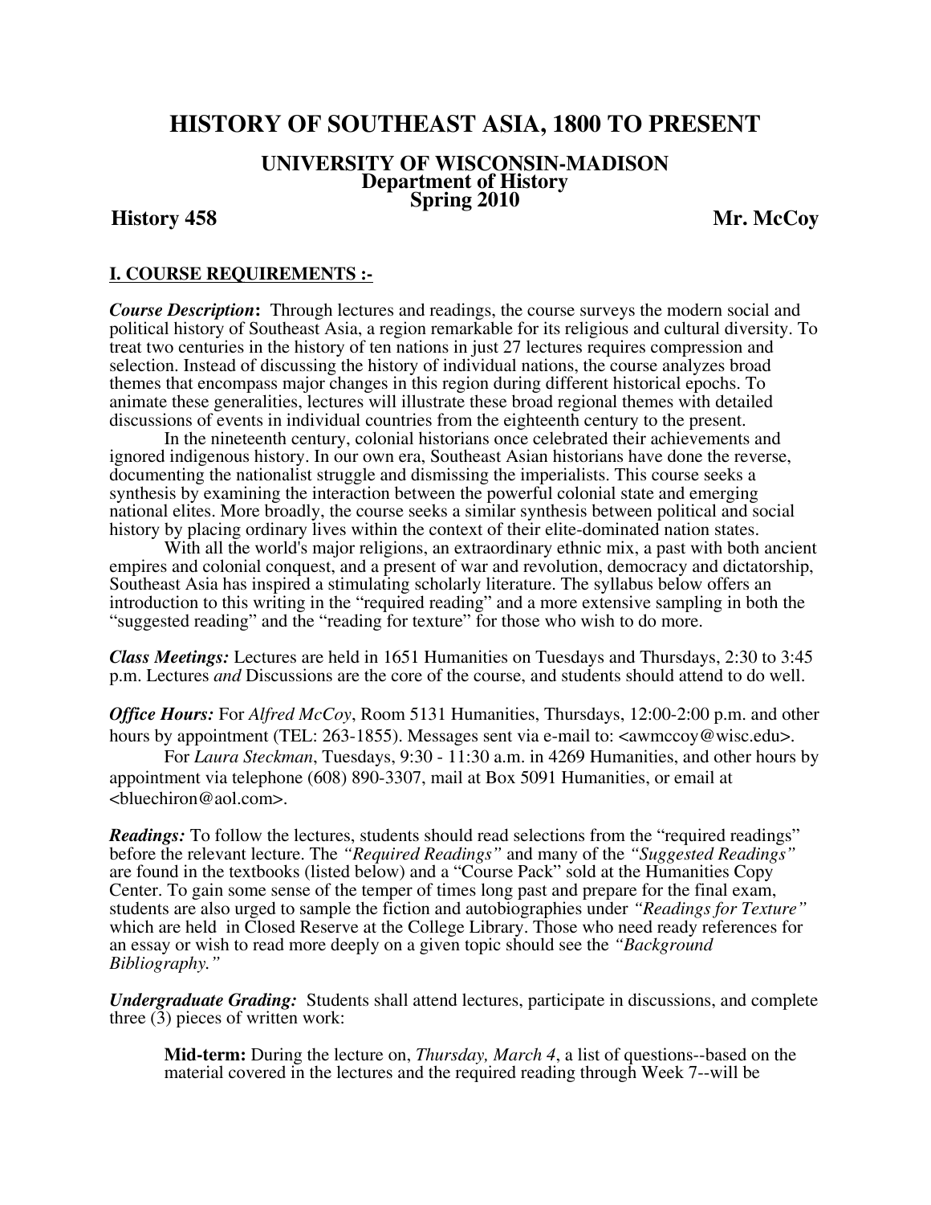# HISTORY OF SOUTHEAST ASIA, 1800 TO PRESENT

## UNIVERSITY OF WISCONSIN-MADISON
### Department of History
### Spring 2010

**History 458** **Mr. McCoy**

**I. COURSE REQUIREMENTS :-**

***Course Description*:** Through lectures and readings, the course surveys the modern social and political history of Southeast Asia, a region remarkable for its religious and cultural diversity. To treat two centuries in the history of ten nations in just 27 lectures requires compression and selection. Instead of discussing the history of individual nations, the course analyzes broad themes that encompass major changes in this region during different historical epochs. To animate these generalities, lectures will illustrate these broad regional themes with detailed discussions of events in individual countries from the eighteenth century to the present.

In the nineteenth century, colonial historians once celebrated their achievements and ignored indigenous history. In our own era, Southeast Asian historians have done the reverse, documenting the nationalist struggle and dismissing the imperialists. This course seeks a synthesis by examining the interaction between the powerful colonial state and emerging national elites. More broadly, the course seeks a similar synthesis between political and social history by placing ordinary lives within the context of their elite-dominated nation states.

With all the world's major religions, an extraordinary ethnic mix, a past with both ancient empires and colonial conquest, and a present of war and revolution, democracy and dictatorship, Southeast Asia has inspired a stimulating scholarly literature. The syllabus below offers an introduction to this writing in the "required reading" and a more extensive sampling in both the "suggested reading" and the "reading for texture" for those who wish to do more.

***Class Meetings:*** Lectures are held in 1651 Humanities on Tuesdays and Thursdays, 2:30 to 3:45 p.m. Lectures *and* Discussions are the core of the course, and students should attend to do well.

***Office Hours:*** For *Alfred McCoy*, Room 5131 Humanities, Thursdays, 12:00-2:00 p.m. and other hours by appointment (TEL: 263-1855). Messages sent via e-mail to: <awmccoy@wisc.edu>.

For *Laura Steckman*, Tuesdays, 9:30 - 11:30 a.m. in 4269 Humanities, and other hours by appointment via telephone (608) 890-3307, mail at Box 5091 Humanities, or email at <bluechiron@aol.com>.

***Readings:*** To follow the lectures, students should read selections from the "required readings" before the relevant lecture. The *"Required Readings"* and many of the *"Suggested Readings"* are found in the textbooks (listed below) and a "Course Pack" sold at the Humanities Copy Center. To gain some sense of the temper of times long past and prepare for the final exam, students are also urged to sample the fiction and autobiographies under *"Readings for Texture"* which are held in Closed Reserve at the College Library. Those who need ready references for an essay or wish to read more deeply on a given topic should see the *"Background Bibliography."*

***Undergraduate Grading:*** Students shall attend lectures, participate in discussions, and complete three (3) pieces of written work:

> **Mid-term:** During the lecture on, *Thursday, March 4*, a list of questions--based on the material covered in the lectures and the required reading through Week 7--will be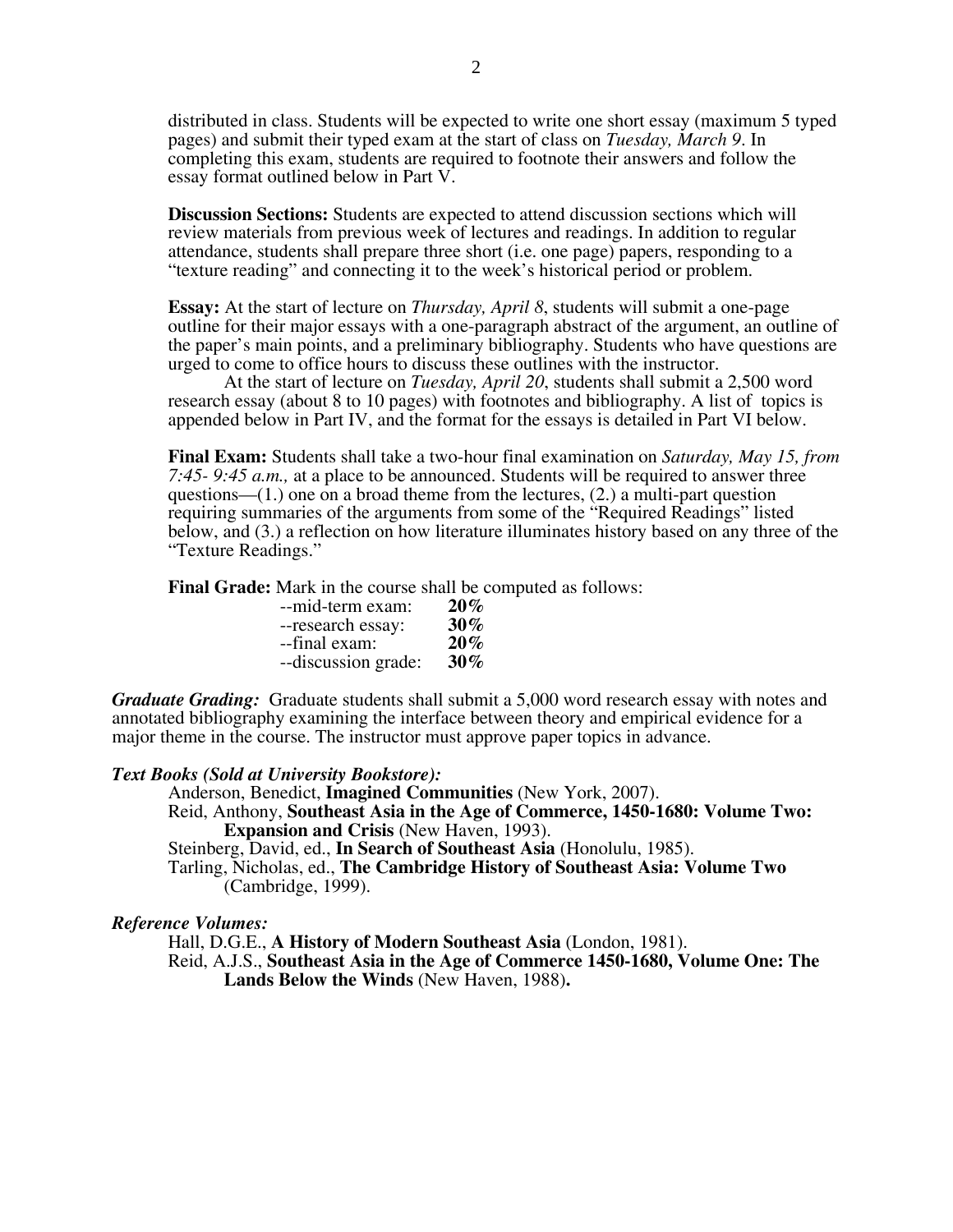distributed in class. Students will be expected to write one short essay (maximum 5 typed pages) and submit their typed exam at the start of class on *Tuesday, March 9*. In completing this exam, students are required to footnote their answers and follow the essay format outlined below in Part V.

**Discussion Sections:** Students are expected to attend discussion sections which will review materials from previous week of lectures and readings. In addition to regular attendance, students shall prepare three short (i.e. one page) papers, responding to a "texture reading" and connecting it to the week's historical period or problem.

**Essay:** At the start of lecture on *Thursday, April 8*, students will submit a one-page outline for their major essays with a one-paragraph abstract of the argument, an outline of the paper's main points, and a preliminary bibliography. Students who have questions are urged to come to office hours to discuss these outlines with the instructor.

At the start of lecture on *Tuesday, April 20*, students shall submit a 2,500 word research essay (about 8 to 10 pages) with footnotes and bibliography. A list of topics is appended below in Part IV, and the format for the essays is detailed in Part VI below.

**Final Exam:** Students shall take a two-hour final examination on *Saturday, May 15, from 7:45- 9:45 a.m.,* at a place to be announced. Students will be required to answer three questions—(1.) one on a broad theme from the lectures, (2.) a multi-part question requiring summaries of the arguments from some of the "Required Readings" listed below, and (3.) a reflection on how literature illuminates history based on any three of the "Texture Readings."

**Final Grade:** Mark in the course shall be computed as follows:

--mid-term exam: **20%**
--research essay: **30%**
--final exam: **20%**
--discussion grade: **30%**

***Graduate Grading:*** Graduate students shall submit a 5,000 word research essay with notes and annotated bibliography examining the interface between theory and empirical evidence for a major theme in the course. The instructor must approve paper topics in advance.

***Text Books (Sold at University Bookstore):***

Anderson, Benedict, **Imagined Communities** (New York, 2007).
Reid, Anthony, **Southeast Asia in the Age of Commerce, 1450-1680: Volume Two: Expansion and Crisis** (New Haven, 1993).
Steinberg, David, ed., **In Search of Southeast Asia** (Honolulu, 1985).
Tarling, Nicholas, ed., **The Cambridge History of Southeast Asia: Volume Two** (Cambridge, 1999).

***Reference Volumes:***

Hall, D.G.E., **A History of Modern Southeast Asia** (London, 1981).
Reid, A.J.S., **Southeast Asia in the Age of Commerce 1450-1680, Volume One: The Lands Below the Winds** (New Haven, 1988).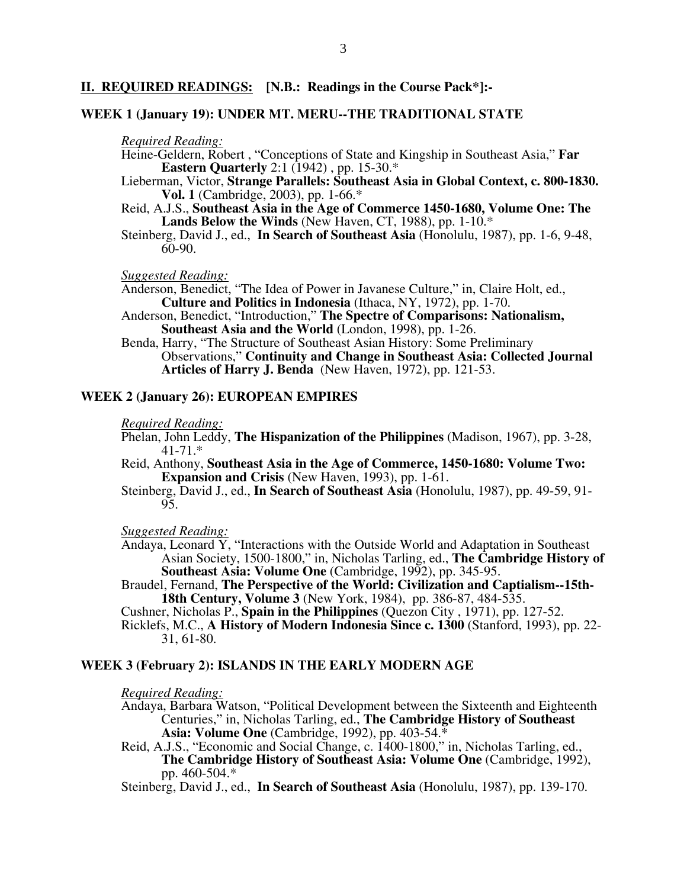## II. REQUIRED READINGS: [N.B.: Readings in the Course Pack*]:-

### WEEK 1 (January 19): UNDER MT. MERU--THE TRADITIONAL STATE

*Required Reading:*

Heine-Geldern, Robert , "Conceptions of State and Kingship in Southeast Asia," **Far Eastern Quarterly** 2:1 (1942) , pp. 15-30.*

Lieberman, Victor, **Strange Parallels: Southeast Asia in Global Context, c. 800-1830. Vol. 1** (Cambridge, 2003), pp. 1-66.*

Reid, A.J.S., **Southeast Asia in the Age of Commerce 1450-1680, Volume One: The Lands Below the Winds** (New Haven, CT, 1988), pp. 1-10.*

Steinberg, David J., ed., **In Search of Southeast Asia** (Honolulu, 1987), pp. 1-6, 9-48, 60-90.

*Suggested Reading:*

Anderson, Benedict, "The Idea of Power in Javanese Culture," in, Claire Holt, ed., **Culture and Politics in Indonesia** (Ithaca, NY, 1972), pp. 1-70.

Anderson, Benedict, "Introduction," **The Spectre of Comparisons: Nationalism, Southeast Asia and the World** (London, 1998), pp. 1-26.

Benda, Harry, "The Structure of Southeast Asian History: Some Preliminary Observations," **Continuity and Change in Southeast Asia: Collected Journal Articles of Harry J. Benda** (New Haven, 1972), pp. 121-53.

### WEEK 2 (January 26): EUROPEAN EMPIRES

*Required Reading:*

Phelan, John Leddy, **The Hispanization of the Philippines** (Madison, 1967), pp. 3-28, 41-71.*

Reid, Anthony, **Southeast Asia in the Age of Commerce, 1450-1680: Volume Two: Expansion and Crisis** (New Haven, 1993), pp. 1-61.

Steinberg, David J., ed., **In Search of Southeast Asia** (Honolulu, 1987), pp. 49-59, 91-95.

*Suggested Reading:*

Andaya, Leonard Y, "Interactions with the Outside World and Adaptation in Southeast Asian Society, 1500-1800," in, Nicholas Tarling, ed., **The Cambridge History of Southeast Asia: Volume One** (Cambridge, 1992), pp. 345-95.

Braudel, Fernand, **The Perspective of the World: Civilization and Captialism--15th-18th Century, Volume 3** (New York, 1984), pp. 386-87, 484-535.

Cushner, Nicholas P., **Spain in the Philippines** (Quezon City , 1971), pp. 127-52.

Ricklefs, M.C., **A History of Modern Indonesia Since c. 1300** (Stanford, 1993), pp. 22-31, 61-80.

### WEEK 3 (February 2): ISLANDS IN THE EARLY MODERN AGE

*Required Reading:*

Andaya, Barbara Watson, "Political Development between the Sixteenth and Eighteenth Centuries," in, Nicholas Tarling, ed., **The Cambridge History of Southeast Asia: Volume One** (Cambridge, 1992), pp. 403-54.*

Reid, A.J.S., "Economic and Social Change, c. 1400-1800," in, Nicholas Tarling, ed., **The Cambridge History of Southeast Asia: Volume One** (Cambridge, 1992), pp. 460-504.*

Steinberg, David J., ed., **In Search of Southeast Asia** (Honolulu, 1987), pp. 139-170.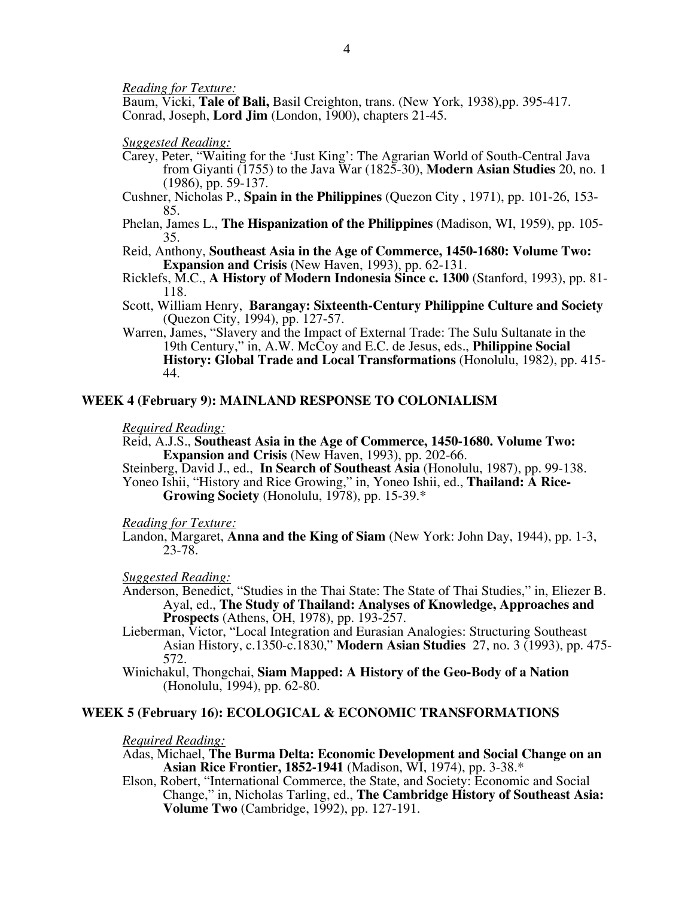*Reading for Texture:*

Baum, Vicki, **Tale of Bali,** Basil Creighton, trans. (New York, 1938),pp. 395-417.
Conrad, Joseph, **Lord Jim** (London, 1900), chapters 21-45.

*Suggested Reading:*

Carey, Peter, "Waiting for the 'Just King': The Agrarian World of South-Central Java from Giyanti (1755) to the Java War (1825-30), **Modern Asian Studies** 20, no. 1 (1986), pp. 59-137.
Cushner, Nicholas P., **Spain in the Philippines** (Quezon City , 1971), pp. 101-26, 153-85.
Phelan, James L., **The Hispanization of the Philippines** (Madison, WI, 1959), pp. 105-35.
Reid, Anthony, **Southeast Asia in the Age of Commerce, 1450-1680: Volume Two: Expansion and Crisis** (New Haven, 1993), pp. 62-131.
Ricklefs, M.C., **A History of Modern Indonesia Since c. 1300** (Stanford, 1993), pp. 81-118.
Scott, William Henry, **Barangay: Sixteenth-Century Philippine Culture and Society** (Quezon City, 1994), pp. 127-57.
Warren, James, "Slavery and the Impact of External Trade: The Sulu Sultanate in the 19th Century," in, A.W. McCoy and E.C. de Jesus, eds., **Philippine Social History: Global Trade and Local Transformations** (Honolulu, 1982), pp. 415-44.

## WEEK 4 (February 9): MAINLAND RESPONSE TO COLONIALISM

*Required Reading:*

Reid, A.J.S., **Southeast Asia in the Age of Commerce, 1450-1680. Volume Two: Expansion and Crisis** (New Haven, 1993), pp. 202-66.
Steinberg, David J., ed., **In Search of Southeast Asia** (Honolulu, 1987), pp. 99-138.
Yoneo Ishii, "History and Rice Growing," in, Yoneo Ishii, ed., **Thailand: A Rice-Growing Society** (Honolulu, 1978), pp. 15-39.*

*Reading for Texture:*

Landon, Margaret, **Anna and the King of Siam** (New York: John Day, 1944), pp. 1-3, 23-78.

*Suggested Reading:*

Anderson, Benedict, "Studies in the Thai State: The State of Thai Studies," in, Eliezer B. Ayal, ed., **The Study of Thailand: Analyses of Knowledge, Approaches and Prospects** (Athens, OH, 1978), pp. 193-257.
Lieberman, Victor, "Local Integration and Eurasian Analogies: Structuring Southeast Asian History, c.1350-c.1830," **Modern Asian Studies** 27, no. 3 (1993), pp. 475-572.
Winichakul, Thongchai, **Siam Mapped: A History of the Geo-Body of a Nation** (Honolulu, 1994), pp. 62-80.

## WEEK 5 (February 16): ECOLOGICAL & ECONOMIC TRANSFORMATIONS

*Required Reading:*

Adas, Michael, **The Burma Delta: Economic Development and Social Change on an Asian Rice Frontier, 1852-1941** (Madison, WI, 1974), pp. 3-38.*
Elson, Robert, "International Commerce, the State, and Society: Economic and Social Change," in, Nicholas Tarling, ed., **The Cambridge History of Southeast Asia: Volume Two** (Cambridge, 1992), pp. 127-191.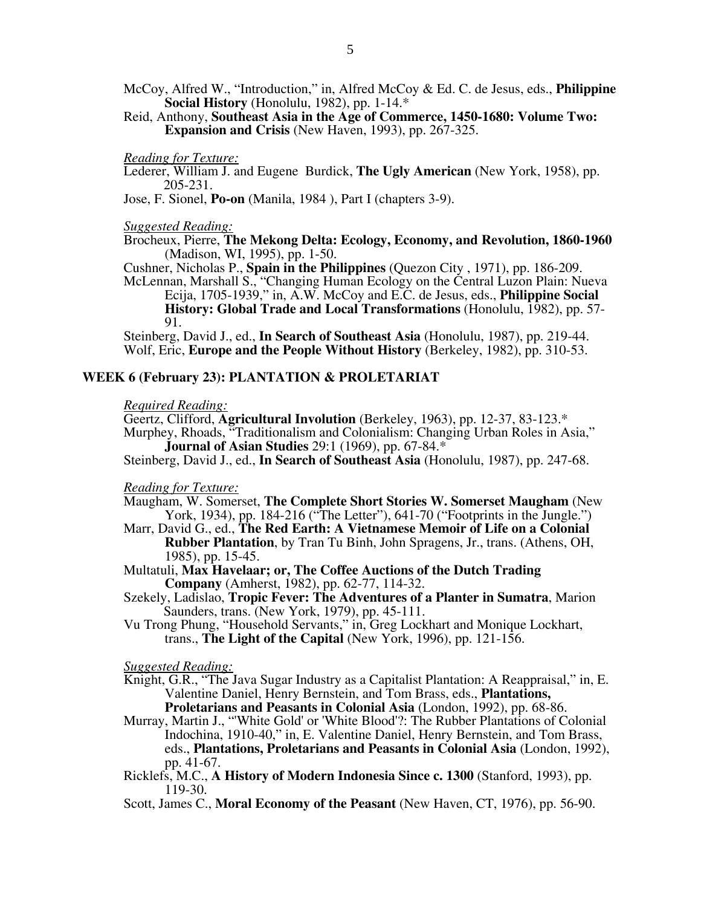McCoy, Alfred W., "Introduction," in, Alfred McCoy & Ed. C. de Jesus, eds., **Philippine Social History** (Honolulu, 1982), pp. 1-14.*

Reid, Anthony, **Southeast Asia in the Age of Commerce, 1450-1680: Volume Two: Expansion and Crisis** (New Haven, 1993), pp. 267-325.

*Reading for Texture:*

Lederer, William J. and Eugene Burdick, **The Ugly American** (New York, 1958), pp. 205-231.

Jose, F. Sionel, **Po-on** (Manila, 1984 ), Part I (chapters 3-9).

*Suggested Reading:*

Brocheux, Pierre, **The Mekong Delta: Ecology, Economy, and Revolution, 1860-1960** (Madison, WI, 1995), pp. 1-50.

Cushner, Nicholas P., **Spain in the Philippines** (Quezon City , 1971), pp. 186-209.

McLennan, Marshall S., "Changing Human Ecology on the Central Luzon Plain: Nueva Ecija, 1705-1939," in, A.W. McCoy and E.C. de Jesus, eds., **Philippine Social History: Global Trade and Local Transformations** (Honolulu, 1982), pp. 57-91.

Steinberg, David J., ed., **In Search of Southeast Asia** (Honolulu, 1987), pp. 219-44.

Wolf, Eric, **Europe and the People Without History** (Berkeley, 1982), pp. 310-53.

## WEEK 6 (February 23): PLANTATION & PROLETARIAT

*Required Reading:*

Geertz, Clifford, **Agricultural Involution** (Berkeley, 1963), pp. 12-37, 83-123.*

Murphey, Rhoads, "Traditionalism and Colonialism: Changing Urban Roles in Asia," **Journal of Asian Studies** 29:1 (1969), pp. 67-84.*

Steinberg, David J., ed., **In Search of Southeast Asia** (Honolulu, 1987), pp. 247-68.

*Reading for Texture:*

Maugham, W. Somerset, **The Complete Short Stories W. Somerset Maugham** (New York, 1934), pp. 184-216 ("The Letter"), 641-70 ("Footprints in the Jungle.")

Marr, David G., ed., **The Red Earth: A Vietnamese Memoir of Life on a Colonial Rubber Plantation**, by Tran Tu Binh, John Spragens, Jr., trans. (Athens, OH, 1985), pp. 15-45.

Multatuli, **Max Havelaar; or, The Coffee Auctions of the Dutch Trading Company** (Amherst, 1982), pp. 62-77, 114-32.

Szekely, Ladislao, **Tropic Fever: The Adventures of a Planter in Sumatra**, Marion Saunders, trans. (New York, 1979), pp. 45-111.

Vu Trong Phung, "Household Servants," in, Greg Lockhart and Monique Lockhart, trans., **The Light of the Capital** (New York, 1996), pp. 121-156.

*Suggested Reading:*

Knight, G.R., "The Java Sugar Industry as a Capitalist Plantation: A Reappraisal," in, E. Valentine Daniel, Henry Bernstein, and Tom Brass, eds., **Plantations, Proletarians and Peasants in Colonial Asia** (London, 1992), pp. 68-86.

Murray, Martin J., "'White Gold' or 'White Blood'?: The Rubber Plantations of Colonial Indochina, 1910-40," in, E. Valentine Daniel, Henry Bernstein, and Tom Brass, eds., **Plantations, Proletarians and Peasants in Colonial Asia** (London, 1992), pp. 41-67.

Ricklefs, M.C., **A History of Modern Indonesia Since c. 1300** (Stanford, 1993), pp. 119-30.

Scott, James C., **Moral Economy of the Peasant** (New Haven, CT, 1976), pp. 56-90.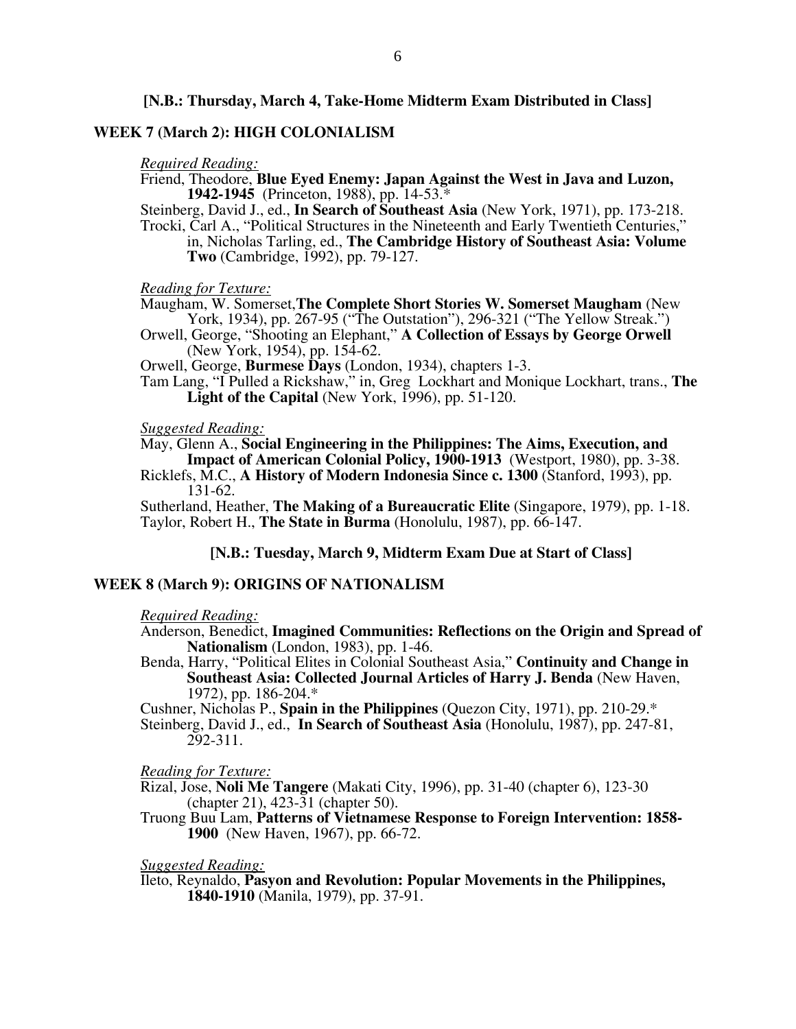**[N.B.: Thursday, March 4, Take-Home Midterm Exam Distributed in Class]**

## WEEK 7 (March 2): HIGH COLONIALISM

*Required Reading:*

Friend, Theodore, **Blue Eyed Enemy: Japan Against the West in Java and Luzon, 1942-1945** (Princeton, 1988), pp. 14-53.*

Steinberg, David J., ed., **In Search of Southeast Asia** (New York, 1971), pp. 173-218.

Trocki, Carl A., "Political Structures in the Nineteenth and Early Twentieth Centuries," in, Nicholas Tarling, ed., **The Cambridge History of Southeast Asia: Volume Two** (Cambridge, 1992), pp. 79-127.

*Reading for Texture:*

Maugham, W. Somerset, **The Complete Short Stories W. Somerset Maugham** (New York, 1934), pp. 267-95 ("The Outstation"), 296-321 ("The Yellow Streak.")

Orwell, George, "Shooting an Elephant," **A Collection of Essays by George Orwell** (New York, 1954), pp. 154-62.

Orwell, George, **Burmese Days** (London, 1934), chapters 1-3.

Tam Lang, "I Pulled a Rickshaw," in, Greg Lockhart and Monique Lockhart, trans., **The Light of the Capital** (New York, 1996), pp. 51-120.

*Suggested Reading:*

May, Glenn A., **Social Engineering in the Philippines: The Aims, Execution, and Impact of American Colonial Policy, 1900-1913** (Westport, 1980), pp. 3-38.

Ricklefs, M.C., **A History of Modern Indonesia Since c. 1300** (Stanford, 1993), pp. 131-62.

Sutherland, Heather, **The Making of a Bureaucratic Elite** (Singapore, 1979), pp. 1-18.

Taylor, Robert H., **The State in Burma** (Honolulu, 1987), pp. 66-147.

**[N.B.: Tuesday, March 9, Midterm Exam Due at Start of Class]**

## WEEK 8 (March 9): ORIGINS OF NATIONALISM

*Required Reading:*

Anderson, Benedict, **Imagined Communities: Reflections on the Origin and Spread of Nationalism** (London, 1983), pp. 1-46.

Benda, Harry, "Political Elites in Colonial Southeast Asia," **Continuity and Change in Southeast Asia: Collected Journal Articles of Harry J. Benda** (New Haven, 1972), pp. 186-204.*

Cushner, Nicholas P., **Spain in the Philippines** (Quezon City, 1971), pp. 210-29.*

Steinberg, David J., ed., **In Search of Southeast Asia** (Honolulu, 1987), pp. 247-81, 292-311.

*Reading for Texture:*

Rizal, Jose, **Noli Me Tangere** (Makati City, 1996), pp. 31-40 (chapter 6), 123-30 (chapter 21), 423-31 (chapter 50).

Truong Buu Lam, **Patterns of Vietnamese Response to Foreign Intervention: 1858-1900** (New Haven, 1967), pp. 66-72.

*Suggested Reading:*

Ileto, Reynaldo, **Pasyon and Revolution: Popular Movements in the Philippines, 1840-1910** (Manila, 1979), pp. 37-91.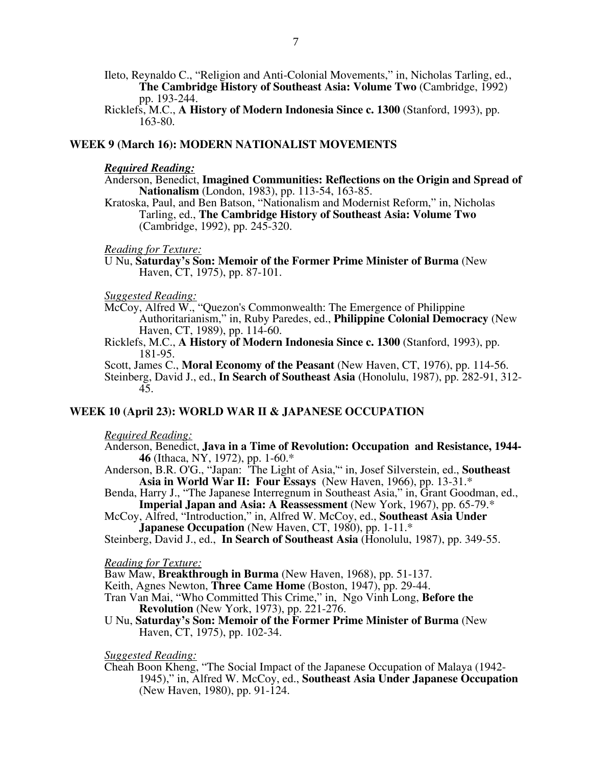Ileto, Reynaldo C., "Religion and Anti-Colonial Movements," in, Nicholas Tarling, ed., **The Cambridge History of Southeast Asia: Volume Two** (Cambridge, 1992) pp. 193-244.

Ricklefs, M.C., **A History of Modern Indonesia Since c. 1300** (Stanford, 1993), pp. 163-80.

## WEEK 9 (March 16): MODERN NATIONALIST MOVEMENTS

***Required Reading:***

Anderson, Benedict, **Imagined Communities: Reflections on the Origin and Spread of Nationalism** (London, 1983), pp. 113-54, 163-85.

Kratoska, Paul, and Ben Batson, "Nationalism and Modernist Reform," in, Nicholas Tarling, ed., **The Cambridge History of Southeast Asia: Volume Two** (Cambridge, 1992), pp. 245-320.

*Reading for Texture:*

U Nu, **Saturday's Son: Memoir of the Former Prime Minister of Burma** (New Haven, CT, 1975), pp. 87-101.

*Suggested Reading:*

McCoy, Alfred W., "Quezon's Commonwealth: The Emergence of Philippine Authoritarianism," in, Ruby Paredes, ed., **Philippine Colonial Democracy** (New Haven, CT, 1989), pp. 114-60.

Ricklefs, M.C., **A History of Modern Indonesia Since c. 1300** (Stanford, 1993), pp. 181-95.

Scott, James C., **Moral Economy of the Peasant** (New Haven, CT, 1976), pp. 114-56.

Steinberg, David J., ed., **In Search of Southeast Asia** (Honolulu, 1987), pp. 282-91, 312-45.

## WEEK 10 (April 23): WORLD WAR II & JAPANESE OCCUPATION

*Required Reading:*

Anderson, Benedict, **Java in a Time of Revolution: Occupation and Resistance, 1944-46** (Ithaca, NY, 1972), pp. 1-60.*

Anderson, B.R. O'G., "Japan: 'The Light of Asia,'" in, Josef Silverstein, ed., **Southeast Asia in World War II: Four Essays** (New Haven, 1966), pp. 13-31.*

Benda, Harry J., "The Japanese Interregnum in Southeast Asia," in, Grant Goodman, ed., **Imperial Japan and Asia: A Reassessment** (New York, 1967), pp. 65-79.*

McCoy, Alfred, "Introduction," in, Alfred W. McCoy, ed., **Southeast Asia Under Japanese Occupation** (New Haven, CT, 1980), pp. 1-11.*

Steinberg, David J., ed., **In Search of Southeast Asia** (Honolulu, 1987), pp. 349-55.

*Reading for Texture:*

Baw Maw, **Breakthrough in Burma** (New Haven, 1968), pp. 51-137.

Keith, Agnes Newton, **Three Came Home** (Boston, 1947), pp. 29-44.

Tran Van Mai, "Who Committed This Crime," in, Ngo Vinh Long, **Before the Revolution** (New York, 1973), pp. 221-276.

U Nu, **Saturday's Son: Memoir of the Former Prime Minister of Burma** (New Haven, CT, 1975), pp. 102-34.

*Suggested Reading:*

Cheah Boon Kheng, "The Social Impact of the Japanese Occupation of Malaya (1942-1945)," in, Alfred W. McCoy, ed., **Southeast Asia Under Japanese Occupation** (New Haven, 1980), pp. 91-124.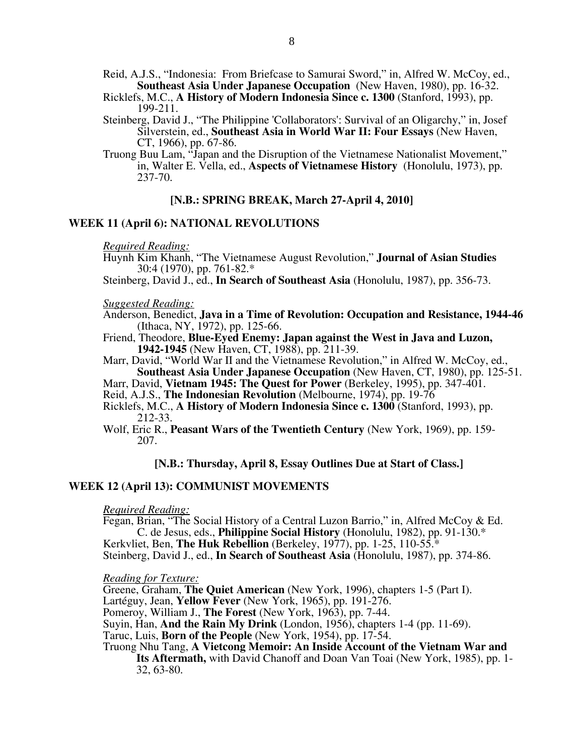Reid, A.J.S., "Indonesia: From Briefcase to Samurai Sword," in, Alfred W. McCoy, ed., **Southeast Asia Under Japanese Occupation** (New Haven, 1980), pp. 16-32.

Ricklefs, M.C., **A History of Modern Indonesia Since c. 1300** (Stanford, 1993), pp. 199-211.

Steinberg, David J., "The Philippine 'Collaborators': Survival of an Oligarchy," in, Josef Silverstein, ed., **Southeast Asia in World War II: Four Essays** (New Haven, CT, 1966), pp. 67-86.

Truong Buu Lam, "Japan and the Disruption of the Vietnamese Nationalist Movement," in, Walter E. Vella, ed., **Aspects of Vietnamese History** (Honolulu, 1973), pp. 237-70.

**[N.B.: SPRING BREAK, March 27-April 4, 2010]**

## WEEK 11 (April 6): NATIONAL REVOLUTIONS

*Required Reading:*

Huynh Kim Khanh, "The Vietnamese August Revolution," **Journal of Asian Studies** 30:4 (1970), pp. 761-82.*

Steinberg, David J., ed., **In Search of Southeast Asia** (Honolulu, 1987), pp. 356-73.

*Suggested Reading:*

Anderson, Benedict, **Java in a Time of Revolution: Occupation and Resistance, 1944-46** (Ithaca, NY, 1972), pp. 125-66.

Friend, Theodore, **Blue-Eyed Enemy: Japan against the West in Java and Luzon, 1942-1945** (New Haven, CT, 1988), pp. 211-39.

Marr, David, "World War II and the Vietnamese Revolution," in Alfred W. McCoy, ed., **Southeast Asia Under Japanese Occupation** (New Haven, CT, 1980), pp. 125-51.

Marr, David, **Vietnam 1945: The Quest for Power** (Berkeley, 1995), pp. 347-401.

Reid, A.J.S., **The Indonesian Revolution** (Melbourne, 1974), pp. 19-76

Ricklefs, M.C., **A History of Modern Indonesia Since c. 1300** (Stanford, 1993), pp. 212-33.

Wolf, Eric R., **Peasant Wars of the Twentieth Century** (New York, 1969), pp. 159-207.

**[N.B.: Thursday, April 8, Essay Outlines Due at Start of Class.]**

## WEEK 12 (April 13): COMMUNIST MOVEMENTS

*Required Reading:*

Fegan, Brian, "The Social History of a Central Luzon Barrio," in, Alfred McCoy & Ed. C. de Jesus, eds., **Philippine Social History** (Honolulu, 1982), pp. 91-130.*

Kerkvliet, Ben, **The Huk Rebellion** (Berkeley, 1977), pp. 1-25, 110-55.*

Steinberg, David J., ed., **In Search of Southeast Asia** (Honolulu, 1987), pp. 374-86.

*Reading for Texture:*

Greene, Graham, **The Quiet American** (New York, 1996), chapters 1-5 (Part I).

Lartéguy, Jean, **Yellow Fever** (New York, 1965), pp. 191-276.

Pomeroy, William J., **The Forest** (New York, 1963), pp. 7-44.

Suyin, Han, **And the Rain My Drink** (London, 1956), chapters 1-4 (pp. 11-69).

Taruc, Luis, **Born of the People** (New York, 1954), pp. 17-54.

Truong Nhu Tang, **A Vietcong Memoir: An Inside Account of the Vietnam War and Its Aftermath,** with David Chanoff and Doan Van Toai (New York, 1985), pp. 1-32, 63-80.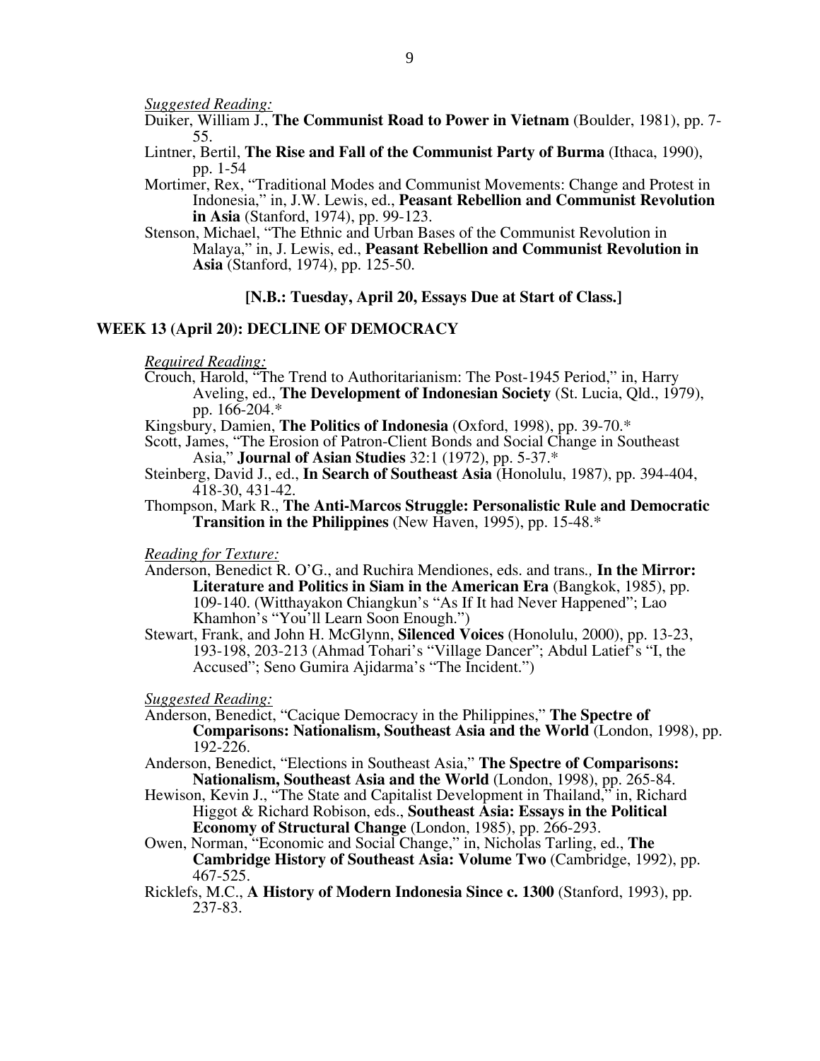*Suggested Reading:*

Duiker, William J., **The Communist Road to Power in Vietnam** (Boulder, 1981), pp. 7-55.

Lintner, Bertil, **The Rise and Fall of the Communist Party of Burma** (Ithaca, 1990), pp. 1-54

Mortimer, Rex, "Traditional Modes and Communist Movements: Change and Protest in Indonesia," in, J.W. Lewis, ed., **Peasant Rebellion and Communist Revolution in Asia** (Stanford, 1974), pp. 99-123.

Stenson, Michael, "The Ethnic and Urban Bases of the Communist Revolution in Malaya," in, J. Lewis, ed., **Peasant Rebellion and Communist Revolution in Asia** (Stanford, 1974), pp. 125-50.

**[N.B.: Tuesday, April 20, Essays Due at Start of Class.]**

## WEEK 13 (April 20): DECLINE OF DEMOCRACY

*Required Reading:*

Crouch, Harold, "The Trend to Authoritarianism: The Post-1945 Period," in, Harry Aveling, ed., **The Development of Indonesian Society** (St. Lucia, Qld., 1979), pp. 166-204.*

Kingsbury, Damien, **The Politics of Indonesia** (Oxford, 1998), pp. 39-70.*

Scott, James, "The Erosion of Patron-Client Bonds and Social Change in Southeast Asia," **Journal of Asian Studies** 32:1 (1972), pp. 5-37.*

Steinberg, David J., ed., **In Search of Southeast Asia** (Honolulu, 1987), pp. 394-404, 418-30, 431-42.

Thompson, Mark R., **The Anti-Marcos Struggle: Personalistic Rule and Democratic Transition in the Philippines** (New Haven, 1995), pp. 15-48.*

*Reading for Texture:*

Anderson, Benedict R. O'G., and Ruchira Mendiones, eds. and trans., **In the Mirror: Literature and Politics in Siam in the American Era** (Bangkok, 1985), pp. 109-140. (Witthayakon Chiangkun's "As If It had Never Happened"; Lao Khamhon's "You'll Learn Soon Enough.")

Stewart, Frank, and John H. McGlynn, **Silenced Voices** (Honolulu, 2000), pp. 13-23, 193-198, 203-213 (Ahmad Tohari's "Village Dancer"; Abdul Latief's "I, the Accused"; Seno Gumira Ajidarma's "The Incident.")

*Suggested Reading:*

Anderson, Benedict, "Cacique Democracy in the Philippines," **The Spectre of Comparisons: Nationalism, Southeast Asia and the World** (London, 1998), pp. 192-226.

Anderson, Benedict, "Elections in Southeast Asia," **The Spectre of Comparisons: Nationalism, Southeast Asia and the World** (London, 1998), pp. 265-84.

Hewison, Kevin J., "The State and Capitalist Development in Thailand," in, Richard Higgot & Richard Robison, eds., **Southeast Asia: Essays in the Political Economy of Structural Change** (London, 1985), pp. 266-293.

Owen, Norman, "Economic and Social Change," in, Nicholas Tarling, ed., **The Cambridge History of Southeast Asia: Volume Two** (Cambridge, 1992), pp. 467-525.

Ricklefs, M.C., **A History of Modern Indonesia Since c. 1300** (Stanford, 1993), pp. 237-83.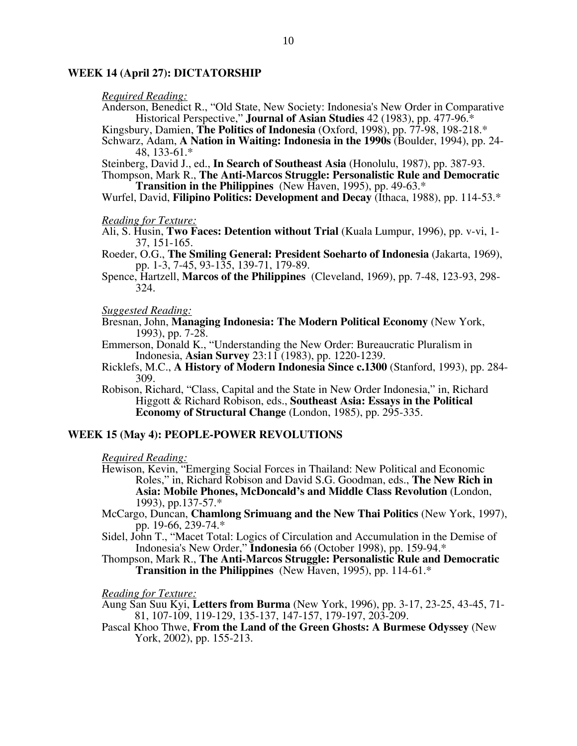## WEEK 14 (April 27): DICTATORSHIP

*Required Reading:*

Anderson, Benedict R., "Old State, New Society: Indonesia's New Order in Comparative Historical Perspective," **Journal of Asian Studies** 42 (1983), pp. 477-96.*

Kingsbury, Damien, **The Politics of Indonesia** (Oxford, 1998), pp. 77-98, 198-218.*

Schwarz, Adam, **A Nation in Waiting: Indonesia in the 1990s** (Boulder, 1994), pp. 24-48, 133-61.*

Steinberg, David J., ed., **In Search of Southeast Asia** (Honolulu, 1987), pp. 387-93.

Thompson, Mark R., **The Anti-Marcos Struggle: Personalistic Rule and Democratic Transition in the Philippines** (New Haven, 1995), pp. 49-63.*

Wurfel, David, **Filipino Politics: Development and Decay** (Ithaca, 1988), pp. 114-53.*

*Reading for Texture:*

Ali, S. Husin, **Two Faces: Detention without Trial** (Kuala Lumpur, 1996), pp. v-vi, 1-37, 151-165.

Roeder, O.G., **The Smiling General: President Soeharto of Indonesia** (Jakarta, 1969), pp. 1-3, 7-45, 93-135, 139-71, 179-89.

Spence, Hartzell, **Marcos of the Philippines** (Cleveland, 1969), pp. 7-48, 123-93, 298-324.

*Suggested Reading:*

Bresnan, John, **Managing Indonesia: The Modern Political Economy** (New York, 1993), pp. 7-28.

Emmerson, Donald K., "Understanding the New Order: Bureaucratic Pluralism in Indonesia, **Asian Survey** 23:11 (1983), pp. 1220-1239.

Ricklefs, M.C., **A History of Modern Indonesia Since c.1300** (Stanford, 1993), pp. 284-309.

Robison, Richard, "Class, Capital and the State in New Order Indonesia," in, Richard Higgott & Richard Robison, eds., **Southeast Asia: Essays in the Political Economy of Structural Change** (London, 1985), pp. 295-335.

## WEEK 15 (May 4): PEOPLE-POWER REVOLUTIONS

*Required Reading:*

Hewison, Kevin, "Emerging Social Forces in Thailand: New Political and Economic Roles," in, Richard Robison and David S.G. Goodman, eds., **The New Rich in Asia: Mobile Phones, McDoncald's and Middle Class Revolution** (London, 1993), pp.137-57.*

McCargo, Duncan, **Chamlong Srimuang and the New Thai Politics** (New York, 1997), pp. 19-66, 239-74.*

Sidel, John T., "Macet Total: Logics of Circulation and Accumulation in the Demise of Indonesia's New Order," **Indonesia** 66 (October 1998), pp. 159-94.*

Thompson, Mark R., **The Anti-Marcos Struggle: Personalistic Rule and Democratic Transition in the Philippines** (New Haven, 1995), pp. 114-61.*

*Reading for Texture:*

Aung San Suu Kyi, **Letters from Burma** (New York, 1996), pp. 3-17, 23-25, 43-45, 71-81, 107-109, 119-129, 135-137, 147-157, 179-197, 203-209.

Pascal Khoo Thwe, **From the Land of the Green Ghosts: A Burmese Odyssey** (New York, 2002), pp. 155-213.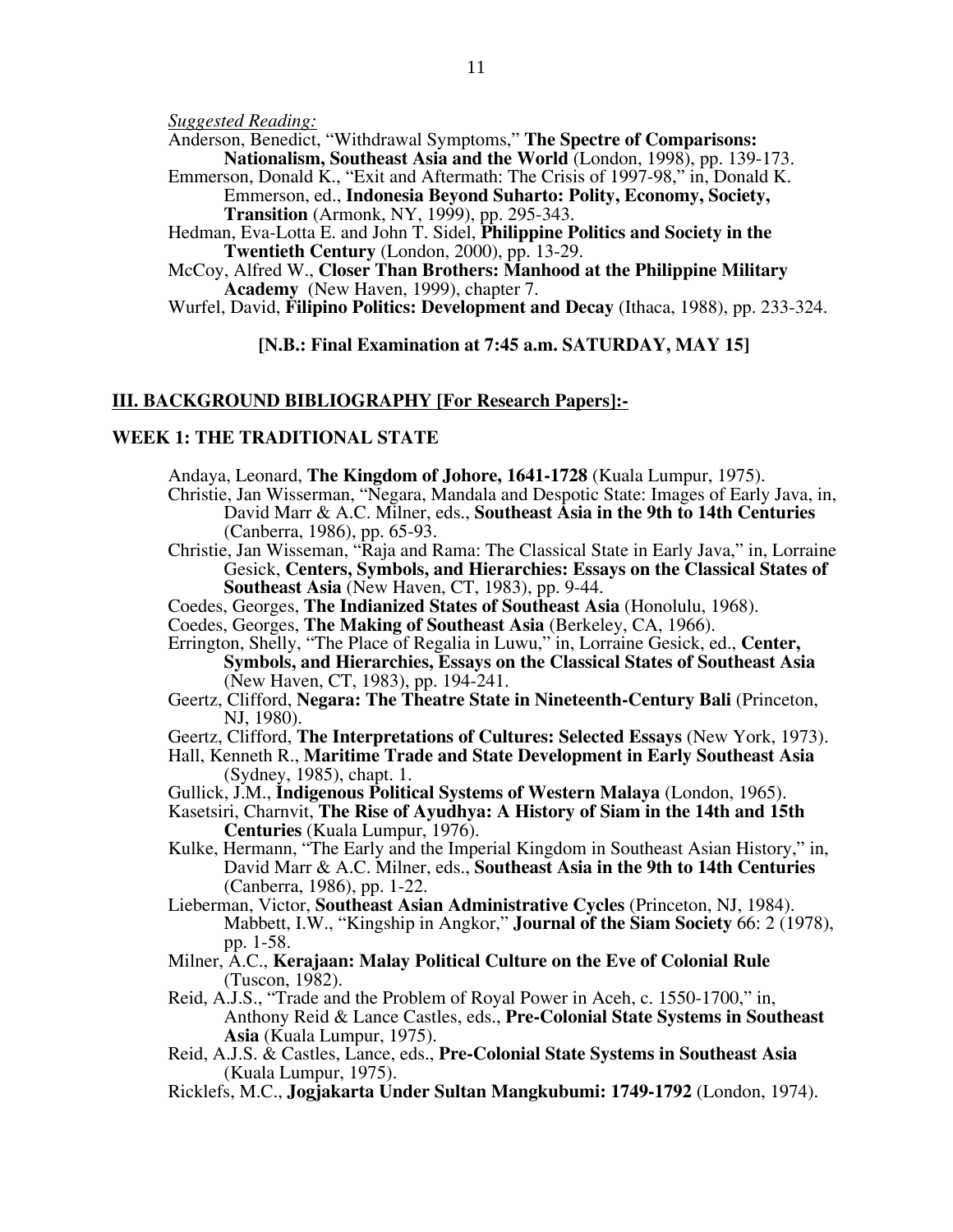*Suggested Reading:*

Anderson, Benedict, "Withdrawal Symptoms," **The Spectre of Comparisons: Nationalism, Southeast Asia and the World** (London, 1998), pp. 139-173.

Emmerson, Donald K., "Exit and Aftermath: The Crisis of 1997-98," in, Donald K. Emmerson, ed., **Indonesia Beyond Suharto: Polity, Economy, Society, Transition** (Armonk, NY, 1999), pp. 295-343.

Hedman, Eva-Lotta E. and John T. Sidel, **Philippine Politics and Society in the Twentieth Century** (London, 2000), pp. 13-29.

McCoy, Alfred W., **Closer Than Brothers: Manhood at the Philippine Military Academy** (New Haven, 1999), chapter 7.

Wurfel, David, **Filipino Politics: Development and Decay** (Ithaca, 1988), pp. 233-324.

**[N.B.: Final Examination at 7:45 a.m. SATURDAY, MAY 15]**

## III. BACKGROUND BIBLIOGRAPHY [For Research Papers]:-

### WEEK 1: THE TRADITIONAL STATE

Andaya, Leonard, **The Kingdom of Johore, 1641-1728** (Kuala Lumpur, 1975).

Christie, Jan Wisserman, "Negara, Mandala and Despotic State: Images of Early Java, in, David Marr & A.C. Milner, eds., **Southeast Asia in the 9th to 14th Centuries** (Canberra, 1986), pp. 65-93.

Christie, Jan Wisseman, "Raja and Rama: The Classical State in Early Java," in, Lorraine Gesick, **Centers, Symbols, and Hierarchies: Essays on the Classical States of Southeast Asia** (New Haven, CT, 1983), pp. 9-44.

Coedes, Georges, **The Indianized States of Southeast Asia** (Honolulu, 1968).

Coedes, Georges, **The Making of Southeast Asia** (Berkeley, CA, 1966).

Errington, Shelly, "The Place of Regalia in Luwu," in, Lorraine Gesick, ed., **Center, Symbols, and Hierarchies, Essays on the Classical States of Southeast Asia** (New Haven, CT, 1983), pp. 194-241.

Geertz, Clifford, **Negara: The Theatre State in Nineteenth-Century Bali** (Princeton, NJ, 1980).

Geertz, Clifford, **The Interpretations of Cultures: Selected Essays** (New York, 1973).

Hall, Kenneth R., **Maritime Trade and State Development in Early Southeast Asia** (Sydney, 1985), chapt. 1.

Gullick, J.M., **Indigenous Political Systems of Western Malaya** (London, 1965).

Kasetsiri, Charnvit, **The Rise of Ayudhya: A History of Siam in the 14th and 15th Centuries** (Kuala Lumpur, 1976).

Kulke, Hermann, "The Early and the Imperial Kingdom in Southeast Asian History," in, David Marr & A.C. Milner, eds., **Southeast Asia in the 9th to 14th Centuries** (Canberra, 1986), pp. 1-22.

Lieberman, Victor, **Southeast Asian Administrative Cycles** (Princeton, NJ, 1984).

Mabbett, I.W., "Kingship in Angkor," **Journal of the Siam Society** 66: 2 (1978), pp. 1-58.

Milner, A.C., **Kerajaan: Malay Political Culture on the Eve of Colonial Rule** (Tuscon, 1982).

Reid, A.J.S., "Trade and the Problem of Royal Power in Aceh, c. 1550-1700," in, Anthony Reid & Lance Castles, eds., **Pre-Colonial State Systems in Southeast Asia** (Kuala Lumpur, 1975).

Reid, A.J.S. & Castles, Lance, eds., **Pre-Colonial State Systems in Southeast Asia** (Kuala Lumpur, 1975).

Ricklefs, M.C., **Jogjakarta Under Sultan Mangkubumi: 1749-1792** (London, 1974).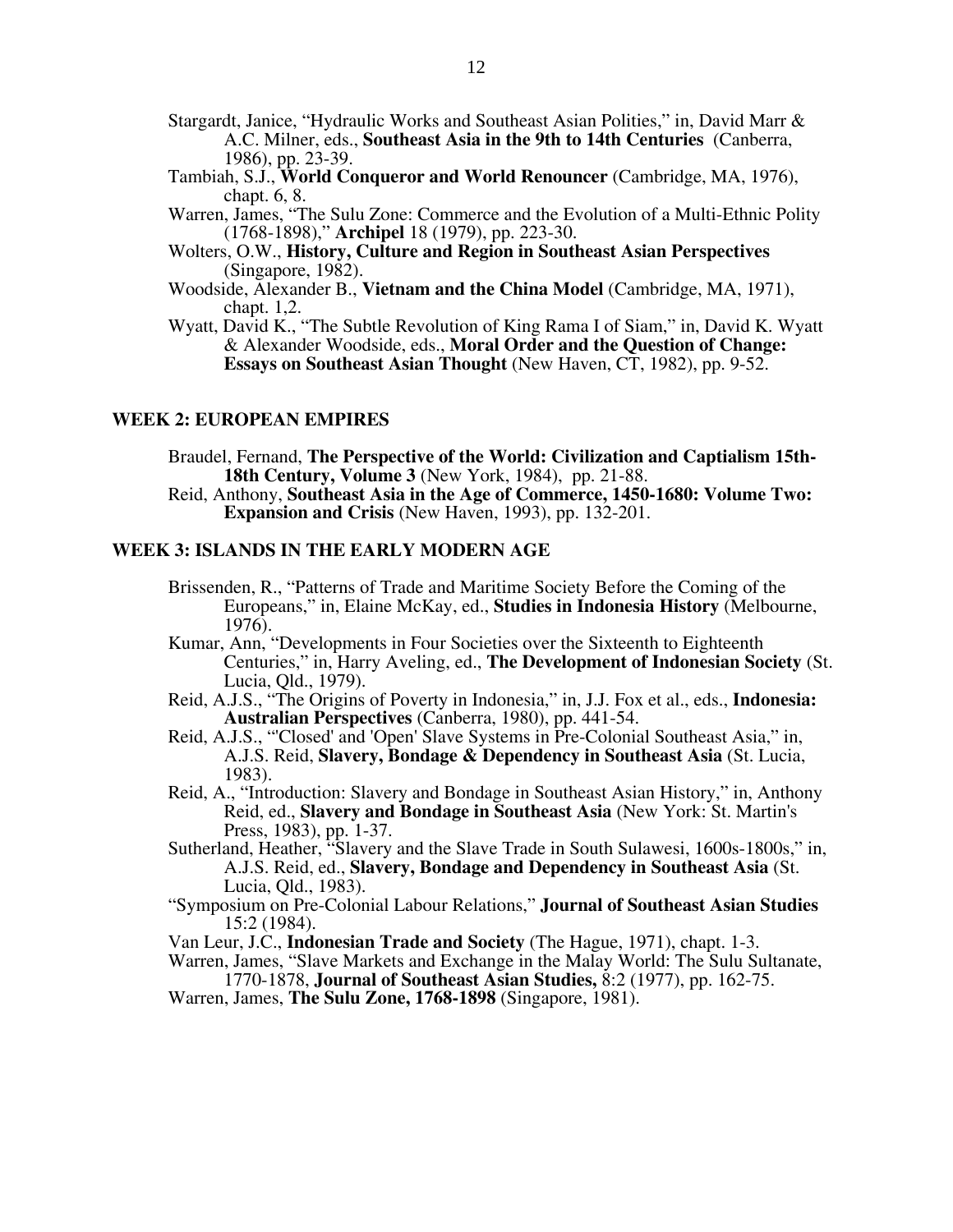Stargardt, Janice, "Hydraulic Works and Southeast Asian Polities," in, David Marr & A.C. Milner, eds., **Southeast Asia in the 9th to 14th Centuries** (Canberra, 1986), pp. 23-39.

Tambiah, S.J., **World Conqueror and World Renouncer** (Cambridge, MA, 1976), chapt. 6, 8.

Warren, James, "The Sulu Zone: Commerce and the Evolution of a Multi-Ethnic Polity (1768-1898)," **Archipel** 18 (1979), pp. 223-30.

Wolters, O.W., **History, Culture and Region in Southeast Asian Perspectives** (Singapore, 1982).

Woodside, Alexander B., **Vietnam and the China Model** (Cambridge, MA, 1971), chapt. 1,2.

Wyatt, David K., "The Subtle Revolution of King Rama I of Siam," in, David K. Wyatt & Alexander Woodside, eds., **Moral Order and the Question of Change: Essays on Southeast Asian Thought** (New Haven, CT, 1982), pp. 9-52.

## WEEK 2: EUROPEAN EMPIRES

Braudel, Fernand, **The Perspective of the World: Civilization and Captialism 15th-18th Century, Volume 3** (New York, 1984), pp. 21-88.

Reid, Anthony, **Southeast Asia in the Age of Commerce, 1450-1680: Volume Two: Expansion and Crisis** (New Haven, 1993), pp. 132-201.

## WEEK 3: ISLANDS IN THE EARLY MODERN AGE

Brissenden, R., "Patterns of Trade and Maritime Society Before the Coming of the Europeans," in, Elaine McKay, ed., **Studies in Indonesia History** (Melbourne, 1976).

Kumar, Ann, "Developments in Four Societies over the Sixteenth to Eighteenth Centuries," in, Harry Aveling, ed., **The Development of Indonesian Society** (St. Lucia, Qld., 1979).

Reid, A.J.S., "The Origins of Poverty in Indonesia," in, J.J. Fox et al., eds., **Indonesia: Australian Perspectives** (Canberra, 1980), pp. 441-54.

Reid, A.J.S., "'Closed' and 'Open' Slave Systems in Pre-Colonial Southeast Asia," in, A.J.S. Reid, **Slavery, Bondage & Dependency in Southeast Asia** (St. Lucia, 1983).

Reid, A., "Introduction: Slavery and Bondage in Southeast Asian History," in, Anthony Reid, ed., **Slavery and Bondage in Southeast Asia** (New York: St. Martin's Press, 1983), pp. 1-37.

Sutherland, Heather, "Slavery and the Slave Trade in South Sulawesi, 1600s-1800s," in, A.J.S. Reid, ed., **Slavery, Bondage and Dependency in Southeast Asia** (St. Lucia, Qld., 1983).

"Symposium on Pre-Colonial Labour Relations," **Journal of Southeast Asian Studies** 15:2 (1984).

Van Leur, J.C., **Indonesian Trade and Society** (The Hague, 1971), chapt. 1-3.

Warren, James, "Slave Markets and Exchange in the Malay World: The Sulu Sultanate, 1770-1878, **Journal of Southeast Asian Studies,** 8:2 (1977), pp. 162-75.

Warren, James, **The Sulu Zone, 1768-1898** (Singapore, 1981).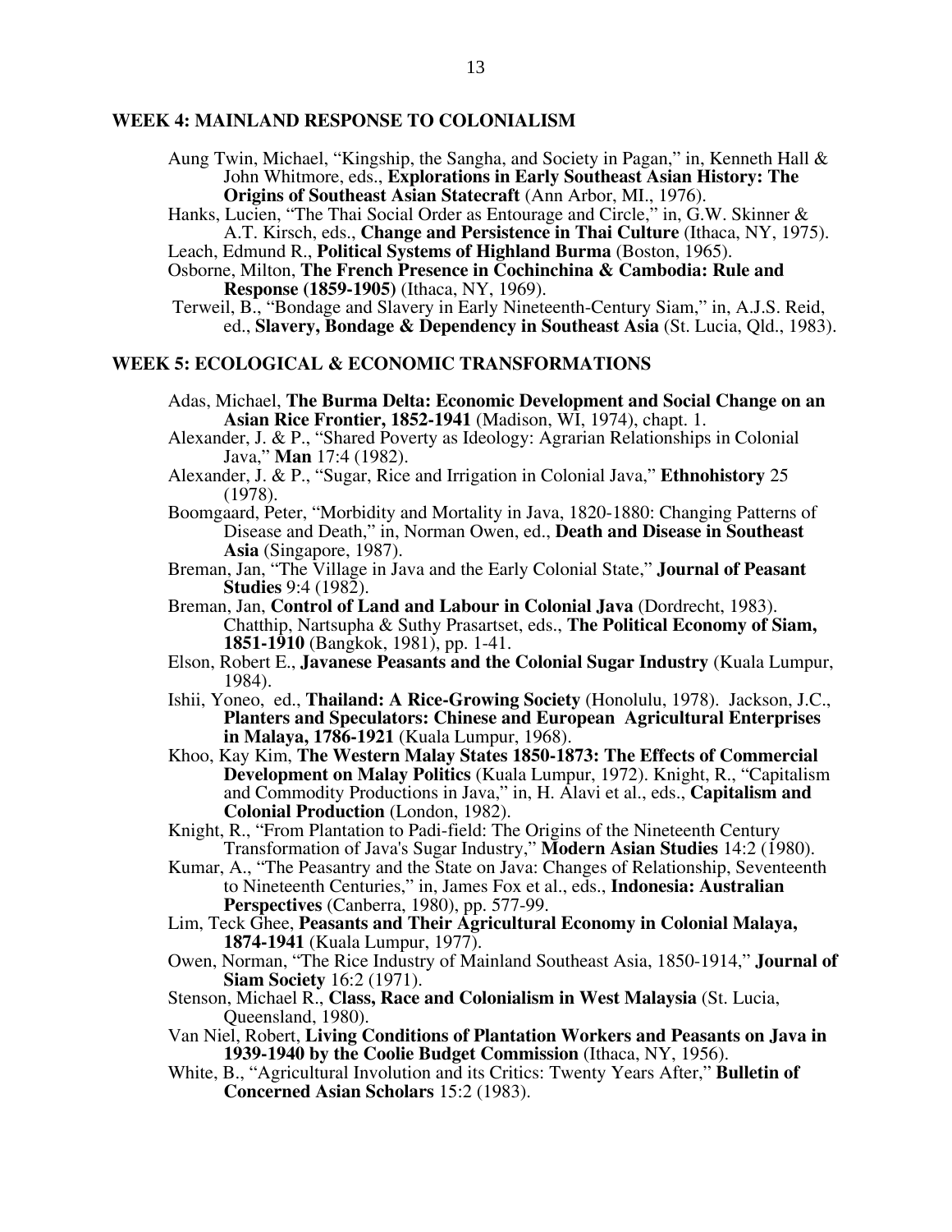## WEEK 4: MAINLAND RESPONSE TO COLONIALISM

Aung Twin, Michael, "Kingship, the Sangha, and Society in Pagan," in, Kenneth Hall & John Whitmore, eds., **Explorations in Early Southeast Asian History: The Origins of Southeast Asian Statecraft** (Ann Arbor, MI., 1976).

Hanks, Lucien, "The Thai Social Order as Entourage and Circle," in, G.W. Skinner & A.T. Kirsch, eds., **Change and Persistence in Thai Culture** (Ithaca, NY, 1975).

Leach, Edmund R., **Political Systems of Highland Burma** (Boston, 1965).

Osborne, Milton, **The French Presence in Cochinchina & Cambodia: Rule and Response (1859-1905)** (Ithaca, NY, 1969).

Terweil, B., "Bondage and Slavery in Early Nineteenth-Century Siam," in, A.J.S. Reid, ed., **Slavery, Bondage & Dependency in Southeast Asia** (St. Lucia, Qld., 1983).

## WEEK 5: ECOLOGICAL & ECONOMIC TRANSFORMATIONS

Adas, Michael, **The Burma Delta: Economic Development and Social Change on an Asian Rice Frontier, 1852-1941** (Madison, WI, 1974), chapt. 1.

Alexander, J. & P., "Shared Poverty as Ideology: Agrarian Relationships in Colonial Java," **Man** 17:4 (1982).

Alexander, J. & P., "Sugar, Rice and Irrigation in Colonial Java," **Ethnohistory** 25 (1978).

Boomgaard, Peter, "Morbidity and Mortality in Java, 1820-1880: Changing Patterns of Disease and Death," in, Norman Owen, ed., **Death and Disease in Southeast Asia** (Singapore, 1987).

Breman, Jan, "The Village in Java and the Early Colonial State," **Journal of Peasant Studies** 9:4 (1982).

Breman, Jan, **Control of Land and Labour in Colonial Java** (Dordrecht, 1983). Chatthip, Nartsupha & Suthy Prasartset, eds., **The Political Economy of Siam, 1851-1910** (Bangkok, 1981), pp. 1-41.

Elson, Robert E., **Javanese Peasants and the Colonial Sugar Industry** (Kuala Lumpur, 1984).

Ishii, Yoneo, ed., **Thailand: A Rice-Growing Society** (Honolulu, 1978). Jackson, J.C., **Planters and Speculators: Chinese and European Agricultural Enterprises in Malaya, 1786-1921** (Kuala Lumpur, 1968).

Khoo, Kay Kim, **The Western Malay States 1850-1873: The Effects of Commercial Development on Malay Politics** (Kuala Lumpur, 1972). Knight, R., "Capitalism and Commodity Productions in Java," in, H. Alavi et al., eds., **Capitalism and Colonial Production** (London, 1982).

Knight, R., "From Plantation to Padi-field: The Origins of the Nineteenth Century Transformation of Java's Sugar Industry," **Modern Asian Studies** 14:2 (1980).

Kumar, A., "The Peasantry and the State on Java: Changes of Relationship, Seventeenth to Nineteenth Centuries," in, James Fox et al., eds., **Indonesia: Australian Perspectives** (Canberra, 1980), pp. 577-99.

Lim, Teck Ghee, **Peasants and Their Agricultural Economy in Colonial Malaya, 1874-1941** (Kuala Lumpur, 1977).

Owen, Norman, "The Rice Industry of Mainland Southeast Asia, 1850-1914," **Journal of Siam Society** 16:2 (1971).

Stenson, Michael R., **Class, Race and Colonialism in West Malaysia** (St. Lucia, Queensland, 1980).

Van Niel, Robert, **Living Conditions of Plantation Workers and Peasants on Java in 1939-1940 by the Coolie Budget Commission** (Ithaca, NY, 1956).

White, B., "Agricultural Involution and its Critics: Twenty Years After," **Bulletin of Concerned Asian Scholars** 15:2 (1983).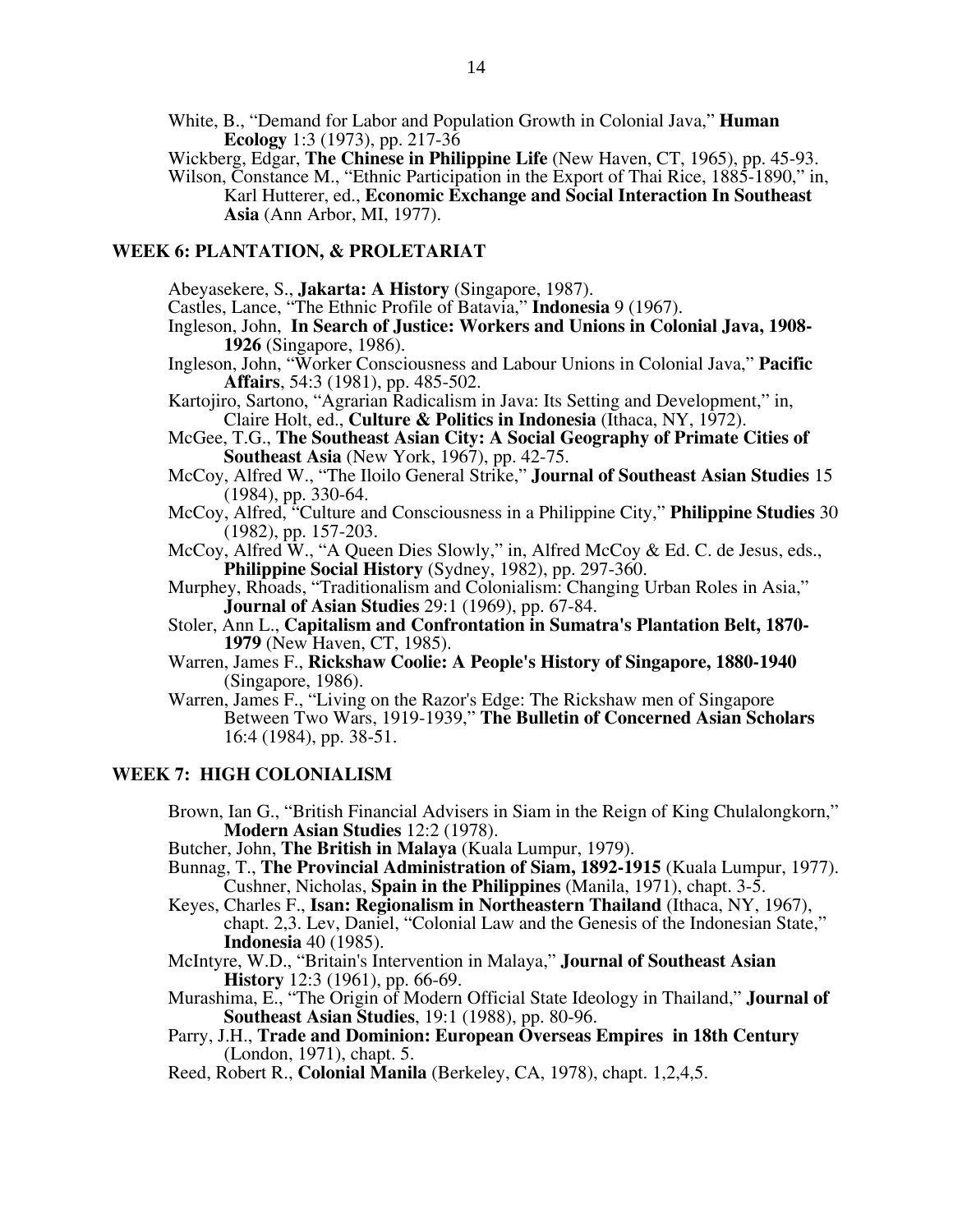White, B., "Demand for Labor and Population Growth in Colonial Java," **Human Ecology** 1:3 (1973), pp. 217-36

Wickberg, Edgar, **The Chinese in Philippine Life** (New Haven, CT, 1965), pp. 45-93.

Wilson, Constance M., "Ethnic Participation in the Export of Thai Rice, 1885-1890," in, Karl Hutterer, ed., **Economic Exchange and Social Interaction In Southeast Asia** (Ann Arbor, MI, 1977).

## WEEK 6: PLANTATION, & PROLETARIAT

Abeyasekere, S., **Jakarta: A History** (Singapore, 1987).

Castles, Lance, "The Ethnic Profile of Batavia," **Indonesia** 9 (1967).

Ingleson, John, **In Search of Justice: Workers and Unions in Colonial Java, 1908-1926** (Singapore, 1986).

Ingleson, John, "Worker Consciousness and Labour Unions in Colonial Java," **Pacific Affairs**, 54:3 (1981), pp. 485-502.

Kartojiro, Sartono, "Agrarian Radicalism in Java: Its Setting and Development," in, Claire Holt, ed., **Culture & Politics in Indonesia** (Ithaca, NY, 1972).

McGee, T.G., **The Southeast Asian City: A Social Geography of Primate Cities of Southeast Asia** (New York, 1967), pp. 42-75.

McCoy, Alfred W., "The Iloilo General Strike," **Journal of Southeast Asian Studies** 15 (1984), pp. 330-64.

McCoy, Alfred, "Culture and Consciousness in a Philippine City," **Philippine Studies** 30 (1982), pp. 157-203.

McCoy, Alfred W., "A Queen Dies Slowly," in, Alfred McCoy & Ed. C. de Jesus, eds., **Philippine Social History** (Sydney, 1982), pp. 297-360.

Murphey, Rhoads, "Traditionalism and Colonialism: Changing Urban Roles in Asia," **Journal of Asian Studies** 29:1 (1969), pp. 67-84.

Stoler, Ann L., **Capitalism and Confrontation in Sumatra's Plantation Belt, 1870-1979** (New Haven, CT, 1985).

Warren, James F., **Rickshaw Coolie: A People's History of Singapore, 1880-1940** (Singapore, 1986).

Warren, James F., "Living on the Razor's Edge: The Rickshaw men of Singapore Between Two Wars, 1919-1939," **The Bulletin of Concerned Asian Scholars** 16:4 (1984), pp. 38-51.

## WEEK 7: HIGH COLONIALISM

Brown, Ian G., "British Financial Advisers in Siam in the Reign of King Chulalongkorn," **Modern Asian Studies** 12:2 (1978).

Butcher, John, **The British in Malaya** (Kuala Lumpur, 1979).

Bunnag, T., **The Provincial Administration of Siam, 1892-1915** (Kuala Lumpur, 1977). Cushner, Nicholas, **Spain in the Philippines** (Manila, 1971), chapt. 3-5.

Keyes, Charles F., **Isan: Regionalism in Northeastern Thailand** (Ithaca, NY, 1967), chapt. 2,3. Lev, Daniel, "Colonial Law and the Genesis of the Indonesian State," **Indonesia** 40 (1985).

McIntyre, W.D., "Britain's Intervention in Malaya," **Journal of Southeast Asian History** 12:3 (1961), pp. 66-69.

Murashima, E., "The Origin of Modern Official State Ideology in Thailand," **Journal of Southeast Asian Studies**, 19:1 (1988), pp. 80-96.

Parry, J.H., **Trade and Dominion: European Overseas Empires in 18th Century** (London, 1971), chapt. 5.

Reed, Robert R., **Colonial Manila** (Berkeley, CA, 1978), chapt. 1,2,4,5.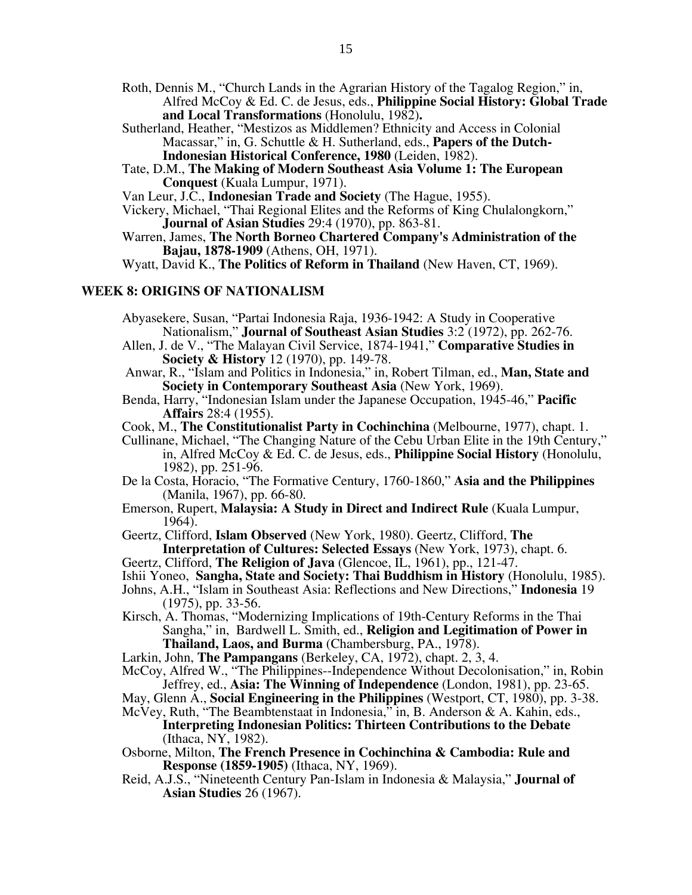Roth, Dennis M., "Church Lands in the Agrarian History of the Tagalog Region," in, Alfred McCoy & Ed. C. de Jesus, eds., **Philippine Social History: Global Trade and Local Transformations** (Honolulu, 1982)**.**

Sutherland, Heather, "Mestizos as Middlemen? Ethnicity and Access in Colonial Macassar," in, G. Schuttle & H. Sutherland, eds., **Papers of the Dutch-Indonesian Historical Conference, 1980** (Leiden, 1982).

Tate, D.M., **The Making of Modern Southeast Asia Volume 1: The European Conquest** (Kuala Lumpur, 1971).

Van Leur, J.C., **Indonesian Trade and Society** (The Hague, 1955).

Vickery, Michael, "Thai Regional Elites and the Reforms of King Chulalongkorn," **Journal of Asian Studies** 29:4 (1970), pp. 863-81.

Warren, James, **The North Borneo Chartered Company's Administration of the Bajau, 1878-1909** (Athens, OH, 1971).

Wyatt, David K., **The Politics of Reform in Thailand** (New Haven, CT, 1969).

## WEEK 8: ORIGINS OF NATIONALISM

Abyasekere, Susan, "Partai Indonesia Raja, 1936-1942: A Study in Cooperative Nationalism," **Journal of Southeast Asian Studies** 3:2 (1972), pp. 262-76.

Allen, J. de V., "The Malayan Civil Service, 1874-1941," **Comparative Studies in Society & History** 12 (1970), pp. 149-78.

Anwar, R., "Islam and Politics in Indonesia," in, Robert Tilman, ed., **Man, State and Society in Contemporary Southeast Asia** (New York, 1969).

Benda, Harry, "Indonesian Islam under the Japanese Occupation, 1945-46," **Pacific Affairs** 28:4 (1955).

Cook, M., **The Constitutionalist Party in Cochinchina** (Melbourne, 1977), chapt. 1.

Cullinane, Michael, "The Changing Nature of the Cebu Urban Elite in the 19th Century," in, Alfred McCoy & Ed. C. de Jesus, eds., **Philippine Social History** (Honolulu, 1982), pp. 251-96.

De la Costa, Horacio, "The Formative Century, 1760-1860," **Asia and the Philippines** (Manila, 1967), pp. 66-80.

Emerson, Rupert, **Malaysia: A Study in Direct and Indirect Rule** (Kuala Lumpur, 1964).

Geertz, Clifford, **Islam Observed** (New York, 1980). Geertz, Clifford, **The Interpretation of Cultures: Selected Essays** (New York, 1973), chapt. 6.

Geertz, Clifford, **The Religion of Java** (Glencoe, IL, 1961), pp., 121-47.

Ishii Yoneo, **Sangha, State and Society: Thai Buddhism in History** (Honolulu, 1985).

Johns, A.H., "Islam in Southeast Asia: Reflections and New Directions," **Indonesia** 19 (1975), pp. 33-56.

Kirsch, A. Thomas, "Modernizing Implications of 19th-Century Reforms in the Thai Sangha," in, Bardwell L. Smith, ed., **Religion and Legitimation of Power in Thailand, Laos, and Burma** (Chambersburg, PA., 1978).

Larkin, John, **The Pampangans** (Berkeley, CA, 1972), chapt. 2, 3, 4.

McCoy, Alfred W., "The Philippines--Independence Without Decolonisation," in, Robin Jeffrey, ed., **Asia: The Winning of Independence** (London, 1981), pp. 23-65.

May, Glenn A., **Social Engineering in the Philippines** (Westport, CT, 1980), pp. 3-38.

McVey, Ruth, "The Beambtenstaat in Indonesia," in, B. Anderson & A. Kahin, eds., **Interpreting Indonesian Politics: Thirteen Contributions to the Debate** (Ithaca, NY, 1982).

Osborne, Milton, **The French Presence in Cochinchina & Cambodia: Rule and Response (1859-1905)** (Ithaca, NY, 1969).

Reid, A.J.S., "Nineteenth Century Pan-Islam in Indonesia & Malaysia," **Journal of Asian Studies** 26 (1967).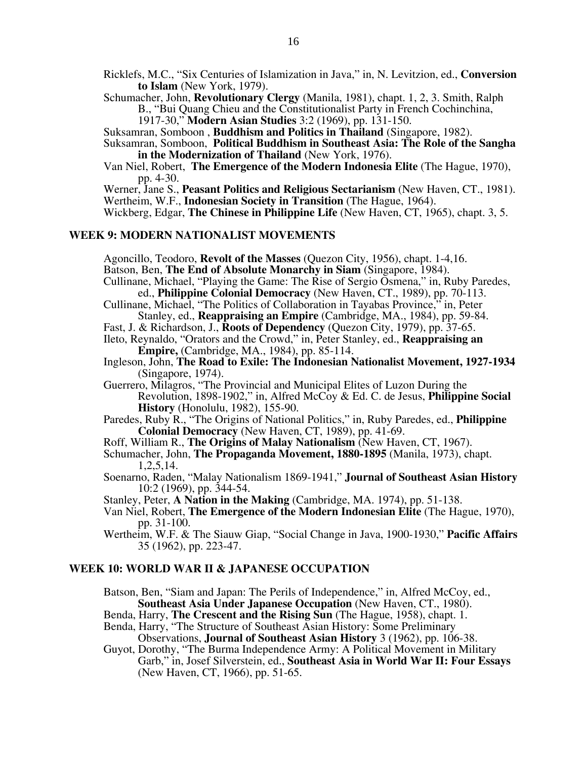Ricklefs, M.C., "Six Centuries of Islamization in Java," in, N. Levitzion, ed., **Conversion to Islam** (New York, 1979).

Schumacher, John, **Revolutionary Clergy** (Manila, 1981), chapt. 1, 2, 3. Smith, Ralph B., "Bui Quang Chieu and the Constitutionalist Party in French Cochinchina, 1917-30," **Modern Asian Studies** 3:2 (1969), pp. 131-150.

Suksamran, Somboon , **Buddhism and Politics in Thailand** (Singapore, 1982).

Suksamran, Somboon, **Political Buddhism in Southeast Asia: The Role of the Sangha in the Modernization of Thailand** (New York, 1976).

Van Niel, Robert, **The Emergence of the Modern Indonesia Elite** (The Hague, 1970), pp. 4-30.

Werner, Jane S., **Peasant Politics and Religious Sectarianism** (New Haven, CT., 1981).

Wertheim, W.F., **Indonesian Society in Transition** (The Hague, 1964).

Wickberg, Edgar, **The Chinese in Philippine Life** (New Haven, CT, 1965), chapt. 3, 5.

## WEEK 9: MODERN NATIONALIST MOVEMENTS

Agoncillo, Teodoro, **Revolt of the Masses** (Quezon City, 1956), chapt. 1-4,16.

Batson, Ben, **The End of Absolute Monarchy in Siam** (Singapore, 1984).

Cullinane, Michael, "Playing the Game: The Rise of Sergio Osmena," in, Ruby Paredes, ed., **Philippine Colonial Democracy** (New Haven, CT., 1989), pp. 70-113.

Cullinane, Michael, "The Politics of Collaboration in Tayabas Province," in, Peter Stanley, ed., **Reappraising an Empire** (Cambridge, MA., 1984), pp. 59-84.

Fast, J. & Richardson, J., **Roots of Dependency** (Quezon City, 1979), pp. 37-65.

Ileto, Reynaldo, "Orators and the Crowd," in, Peter Stanley, ed., **Reappraising an Empire,** (Cambridge, MA., 1984), pp. 85-114.

Ingleson, John, **The Road to Exile: The Indonesian Nationalist Movement, 1927-1934** (Singapore, 1974).

Guerrero, Milagros, "The Provincial and Municipal Elites of Luzon During the Revolution, 1898-1902," in, Alfred McCoy & Ed. C. de Jesus, **Philippine Social History** (Honolulu, 1982), 155-90.

Paredes, Ruby R., "The Origins of National Politics," in, Ruby Paredes, ed., **Philippine Colonial Democracy** (New Haven, CT, 1989), pp. 41-69.

Roff, William R., **The Origins of Malay Nationalism** (New Haven, CT, 1967).

Schumacher, John, **The Propaganda Movement, 1880-1895** (Manila, 1973), chapt. 1,2,5,14.

Soenarno, Raden, "Malay Nationalism 1869-1941," **Journal of Southeast Asian History** 10:2 (1969), pp. 344-54.

Stanley, Peter, **A Nation in the Making** (Cambridge, MA. 1974), pp. 51-138.

Van Niel, Robert, **The Emergence of the Modern Indonesian Elite** (The Hague, 1970), pp. 31-100.

Wertheim, W.F. & The Siauw Giap, "Social Change in Java, 1900-1930," **Pacific Affairs** 35 (1962), pp. 223-47.

## WEEK 10: WORLD WAR II & JAPANESE OCCUPATION

Batson, Ben, "Siam and Japan: The Perils of Independence," in, Alfred McCoy, ed., **Southeast Asia Under Japanese Occupation** (New Haven, CT., 1980).

Benda, Harry, **The Crescent and the Rising Sun** (The Hague, 1958), chapt. 1.

Benda, Harry, "The Structure of Southeast Asian History: Some Preliminary Observations, **Journal of Southeast Asian History** 3 (1962), pp. 106-38.

Guyot, Dorothy, "The Burma Independence Army: A Political Movement in Military Garb," in, Josef Silverstein, ed., **Southeast Asia in World War II: Four Essays** (New Haven, CT, 1966), pp. 51-65.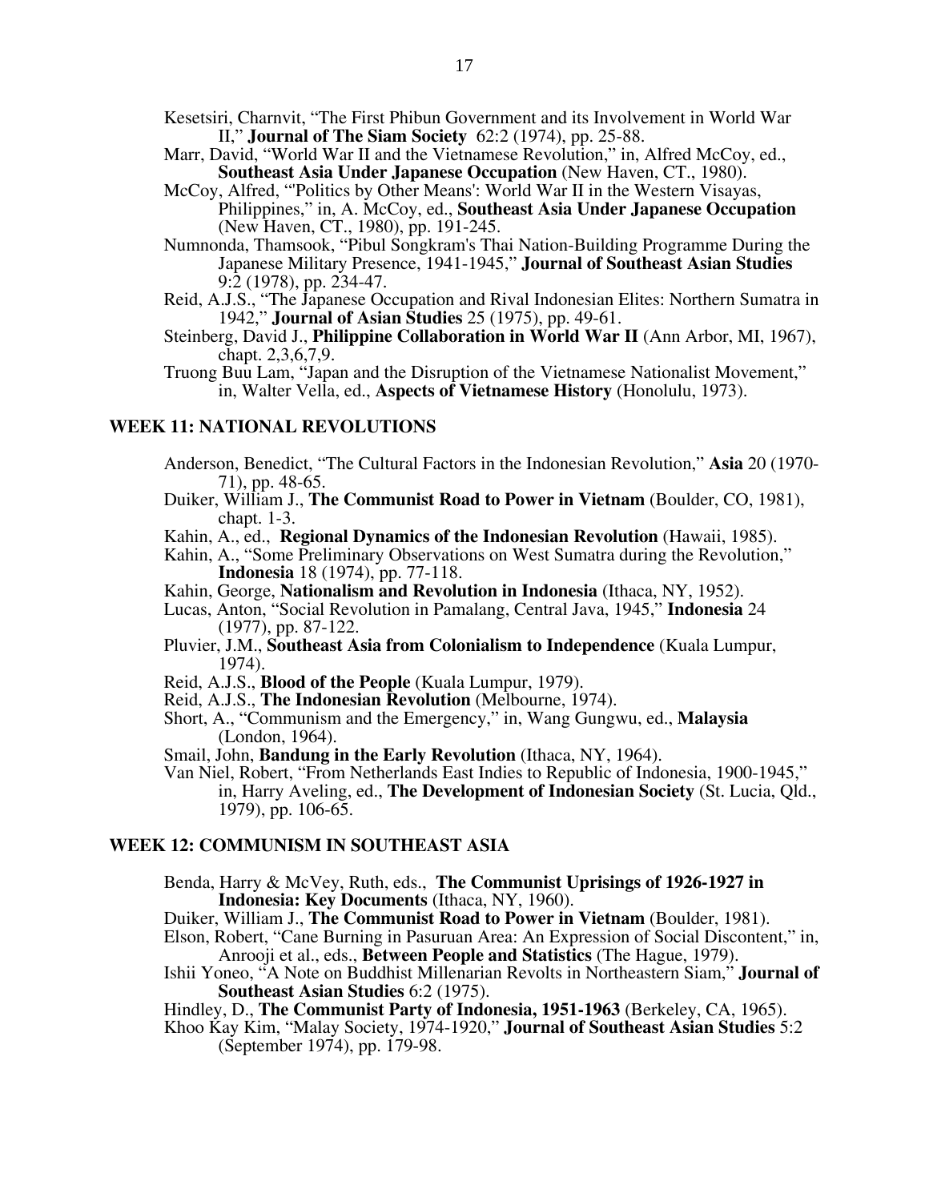Kesetsiri, Charnvit, "The First Phibun Government and its Involvement in World War II," **Journal of The Siam Society** 62:2 (1974), pp. 25-88.

Marr, David, "World War II and the Vietnamese Revolution," in, Alfred McCoy, ed., **Southeast Asia Under Japanese Occupation** (New Haven, CT., 1980).

McCoy, Alfred, "'Politics by Other Means': World War II in the Western Visayas, Philippines," in, A. McCoy, ed., **Southeast Asia Under Japanese Occupation** (New Haven, CT., 1980), pp. 191-245.

Numnonda, Thamsook, "Pibul Songkram's Thai Nation-Building Programme During the Japanese Military Presence, 1941-1945," **Journal of Southeast Asian Studies** 9:2 (1978), pp. 234-47.

Reid, A.J.S., "The Japanese Occupation and Rival Indonesian Elites: Northern Sumatra in 1942," **Journal of Asian Studies** 25 (1975), pp. 49-61.

Steinberg, David J., **Philippine Collaboration in World War II** (Ann Arbor, MI, 1967), chapt. 2,3,6,7,9.

Truong Buu Lam, "Japan and the Disruption of the Vietnamese Nationalist Movement," in, Walter Vella, ed., **Aspects of Vietnamese History** (Honolulu, 1973).

## WEEK 11: NATIONAL REVOLUTIONS

Anderson, Benedict, "The Cultural Factors in the Indonesian Revolution," **Asia** 20 (1970-71), pp. 48-65.

Duiker, William J., **The Communist Road to Power in Vietnam** (Boulder, CO, 1981), chapt. 1-3.

Kahin, A., ed., **Regional Dynamics of the Indonesian Revolution** (Hawaii, 1985).

Kahin, A., "Some Preliminary Observations on West Sumatra during the Revolution," **Indonesia** 18 (1974), pp. 77-118.

Kahin, George, **Nationalism and Revolution in Indonesia** (Ithaca, NY, 1952).

Lucas, Anton, "Social Revolution in Pamalang, Central Java, 1945," **Indonesia** 24 (1977), pp. 87-122.

Pluvier, J.M., **Southeast Asia from Colonialism to Independence** (Kuala Lumpur, 1974).

Reid, A.J.S., **Blood of the People** (Kuala Lumpur, 1979).

Reid, A.J.S., **The Indonesian Revolution** (Melbourne, 1974).

Short, A., "Communism and the Emergency," in, Wang Gungwu, ed., **Malaysia** (London, 1964).

Smail, John, **Bandung in the Early Revolution** (Ithaca, NY, 1964).

Van Niel, Robert, "From Netherlands East Indies to Republic of Indonesia, 1900-1945," in, Harry Aveling, ed., **The Development of Indonesian Society** (St. Lucia, Qld., 1979), pp. 106-65.

## WEEK 12: COMMUNISM IN SOUTHEAST ASIA

Benda, Harry & McVey, Ruth, eds., **The Communist Uprisings of 1926-1927 in Indonesia: Key Documents** (Ithaca, NY, 1960).

Duiker, William J., **The Communist Road to Power in Vietnam** (Boulder, 1981).

Elson, Robert, "Cane Burning in Pasuruan Area: An Expression of Social Discontent," in, Anrooji et al., eds., **Between People and Statistics** (The Hague, 1979).

Ishii Yoneo, "A Note on Buddhist Millenarian Revolts in Northeastern Siam," **Journal of Southeast Asian Studies** 6:2 (1975).

Hindley, D., **The Communist Party of Indonesia, 1951-1963** (Berkeley, CA, 1965).

Khoo Kay Kim, "Malay Society, 1974-1920," **Journal of Southeast Asian Studies** 5:2 (September 1974), pp. 179-98.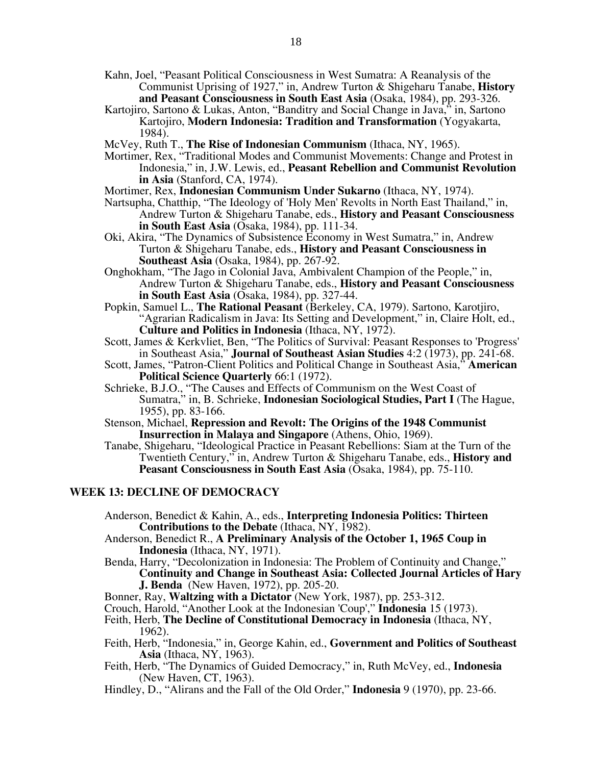Kahn, Joel, "Peasant Political Consciousness in West Sumatra: A Reanalysis of the Communist Uprising of 1927," in, Andrew Turton & Shigeharu Tanabe, **History and Peasant Consciousness in South East Asia** (Osaka, 1984), pp. 293-326.

Kartojiro, Sartono & Lukas, Anton, "Banditry and Social Change in Java," in, Sartono Kartojiro, **Modern Indonesia: Tradition and Transformation** (Yogyakarta, 1984).

McVey, Ruth T., **The Rise of Indonesian Communism** (Ithaca, NY, 1965).

Mortimer, Rex, "Traditional Modes and Communist Movements: Change and Protest in Indonesia," in, J.W. Lewis, ed., **Peasant Rebellion and Communist Revolution in Asia** (Stanford, CA, 1974).

Mortimer, Rex, **Indonesian Communism Under Sukarno** (Ithaca, NY, 1974).

Nartsupha, Chatthip, "The Ideology of 'Holy Men' Revolts in North East Thailand," in, Andrew Turton & Shigeharu Tanabe, eds., **History and Peasant Consciousness in South East Asia** (Osaka, 1984), pp. 111-34.

Oki, Akira, "The Dynamics of Subsistence Economy in West Sumatra," in, Andrew Turton & Shigeharu Tanabe, eds., **History and Peasant Consciousness in Southeast Asia** (Osaka, 1984), pp. 267-92.

Onghokham, "The Jago in Colonial Java, Ambivalent Champion of the People," in, Andrew Turton & Shigeharu Tanabe, eds., **History and Peasant Consciousness in South East Asia** (Osaka, 1984), pp. 327-44.

Popkin, Samuel L., **The Rational Peasant** (Berkeley, CA, 1979). Sartono, Karotjiro, "Agrarian Radicalism in Java: Its Setting and Development," in, Claire Holt, ed., **Culture and Politics in Indonesia** (Ithaca, NY, 1972).

Scott, James & Kerkvliet, Ben, "The Politics of Survival: Peasant Responses to 'Progress' in Southeast Asia," **Journal of Southeast Asian Studies** 4:2 (1973), pp. 241-68.

Scott, James, "Patron-Client Politics and Political Change in Southeast Asia," **American Political Science Quarterly** 66:1 (1972).

Schrieke, B.J.O., "The Causes and Effects of Communism on the West Coast of Sumatra," in, B. Schrieke, **Indonesian Sociological Studies, Part I** (The Hague, 1955), pp. 83-166.

Stenson, Michael, **Repression and Revolt: The Origins of the 1948 Communist Insurrection in Malaya and Singapore** (Athens, Ohio, 1969).

Tanabe, Shigeharu, "Ideological Practice in Peasant Rebellions: Siam at the Turn of the Twentieth Century," in, Andrew Turton & Shigeharu Tanabe, eds., **History and Peasant Consciousness in South East Asia** (Osaka, 1984), pp. 75-110.

## WEEK 13: DECLINE OF DEMOCRACY

Anderson, Benedict & Kahin, A., eds., **Interpreting Indonesia Politics: Thirteen Contributions to the Debate** (Ithaca, NY, 1982).

Anderson, Benedict R., **A Preliminary Analysis of the October 1, 1965 Coup in Indonesia** (Ithaca, NY, 1971).

Benda, Harry, "Decolonization in Indonesia: The Problem of Continuity and Change," **Continuity and Change in Southeast Asia: Collected Journal Articles of Hary J. Benda** (New Haven, 1972), pp. 205-20.

Bonner, Ray, **Waltzing with a Dictator** (New York, 1987), pp. 253-312.

Crouch, Harold, "Another Look at the Indonesian 'Coup'," **Indonesia** 15 (1973).

Feith, Herb, **The Decline of Constitutional Democracy in Indonesia** (Ithaca, NY, 1962).

Feith, Herb, "Indonesia," in, George Kahin, ed., **Government and Politics of Southeast Asia** (Ithaca, NY, 1963).

Feith, Herb, "The Dynamics of Guided Democracy," in, Ruth McVey, ed., **Indonesia** (New Haven, CT, 1963).

Hindley, D., "Alirans and the Fall of the Old Order," **Indonesia** 9 (1970), pp. 23-66.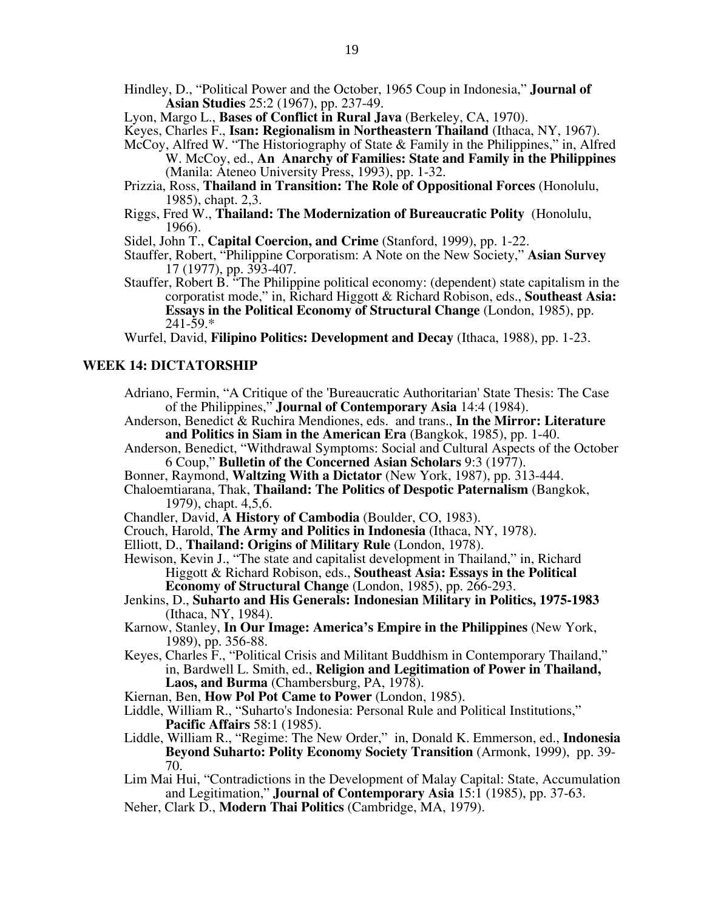Hindley, D., "Political Power and the October, 1965 Coup in Indonesia," **Journal of Asian Studies** 25:2 (1967), pp. 237-49.

Lyon, Margo L., **Bases of Conflict in Rural Java** (Berkeley, CA, 1970).

Keyes, Charles F., **Isan: Regionalism in Northeastern Thailand** (Ithaca, NY, 1967).

McCoy, Alfred W. "The Historiography of State & Family in the Philippines," in, Alfred W. McCoy, ed., **An Anarchy of Families: State and Family in the Philippines** (Manila: Ateneo University Press, 1993), pp. 1-32.

Prizzia, Ross, **Thailand in Transition: The Role of Oppositional Forces** (Honolulu, 1985), chapt. 2,3.

Riggs, Fred W., **Thailand: The Modernization of Bureaucratic Polity** (Honolulu, 1966).

Sidel, John T., **Capital Coercion, and Crime** (Stanford, 1999), pp. 1-22.

Stauffer, Robert, "Philippine Corporatism: A Note on the New Society," **Asian Survey** 17 (1977), pp. 393-407.

Stauffer, Robert B. "The Philippine political economy: (dependent) state capitalism in the corporatist mode," in, Richard Higgott & Richard Robison, eds., **Southeast Asia: Essays in the Political Economy of Structural Change** (London, 1985), pp. 241-59.*

Wurfel, David, **Filipino Politics: Development and Decay** (Ithaca, 1988), pp. 1-23.

## WEEK 14: DICTATORSHIP

Adriano, Fermin, "A Critique of the 'Bureaucratic Authoritarian' State Thesis: The Case of the Philippines," **Journal of Contemporary Asia** 14:4 (1984).

Anderson, Benedict & Ruchira Mendiones, eds. and trans., **In the Mirror: Literature and Politics in Siam in the American Era** (Bangkok, 1985), pp. 1-40.

Anderson, Benedict, "Withdrawal Symptoms: Social and Cultural Aspects of the October 6 Coup," **Bulletin of the Concerned Asian Scholars** 9:3 (1977).

Bonner, Raymond, **Waltzing With a Dictator** (New York, 1987), pp. 313-444.

Chaloemtiarana, Thak, **Thailand: The Politics of Despotic Paternalism** (Bangkok, 1979), chapt. 4,5,6.

Chandler, David, **A History of Cambodia** (Boulder, CO, 1983).

Crouch, Harold, **The Army and Politics in Indonesia** (Ithaca, NY, 1978).

Elliott, D., **Thailand: Origins of Military Rule** (London, 1978).

Hewison, Kevin J., "The state and capitalist development in Thailand," in, Richard Higgott & Richard Robison, eds., **Southeast Asia: Essays in the Political Economy of Structural Change** (London, 1985), pp. 266-293.

Jenkins, D., **Suharto and His Generals: Indonesian Military in Politics, 1975-1983** (Ithaca, NY, 1984).

Karnow, Stanley, **In Our Image: America's Empire in the Philippines** (New York, 1989), pp. 356-88.

Keyes, Charles F., "Political Crisis and Militant Buddhism in Contemporary Thailand," in, Bardwell L. Smith, ed., **Religion and Legitimation of Power in Thailand, Laos, and Burma** (Chambersburg, PA, 1978).

Kiernan, Ben, **How Pol Pot Came to Power** (London, 1985).

Liddle, William R., "Suharto's Indonesia: Personal Rule and Political Institutions," **Pacific Affairs** 58:1 (1985).

Liddle, William R., "Regime: The New Order," in, Donald K. Emmerson, ed., **Indonesia Beyond Suharto: Polity Economy Society Transition** (Armonk, 1999), pp. 39-70.

Lim Mai Hui, "Contradictions in the Development of Malay Capital: State, Accumulation and Legitimation," **Journal of Contemporary Asia** 15:1 (1985), pp. 37-63.

Neher, Clark D., **Modern Thai Politics** (Cambridge, MA, 1979).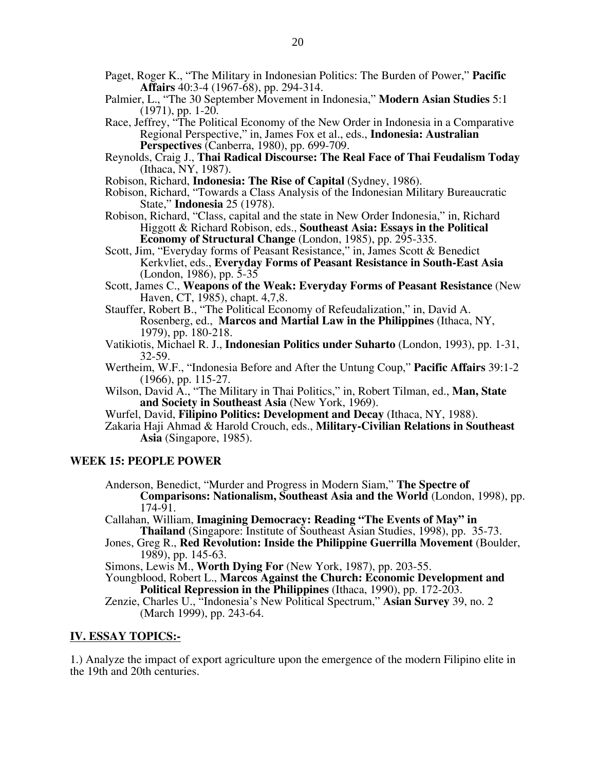Paget, Roger K., "The Military in Indonesian Politics: The Burden of Power," **Pacific Affairs** 40:3-4 (1967-68), pp. 294-314.

Palmier, L., "The 30 September Movement in Indonesia," **Modern Asian Studies** 5:1 (1971), pp. 1-20.

Race, Jeffrey, "The Political Economy of the New Order in Indonesia in a Comparative Regional Perspective," in, James Fox et al., eds., **Indonesia: Australian Perspectives** (Canberra, 1980), pp. 699-709.

Reynolds, Craig J., **Thai Radical Discourse: The Real Face of Thai Feudalism Today** (Ithaca, NY, 1987).

Robison, Richard, **Indonesia: The Rise of Capital** (Sydney, 1986).

Robison, Richard, "Towards a Class Analysis of the Indonesian Military Bureaucratic State," **Indonesia** 25 (1978).

Robison, Richard, "Class, capital and the state in New Order Indonesia," in, Richard Higgott & Richard Robison, eds., **Southeast Asia: Essays in the Political Economy of Structural Change** (London, 1985), pp. 295-335.

Scott, Jim, "Everyday forms of Peasant Resistance," in, James Scott & Benedict Kerkvliet, eds., **Everyday Forms of Peasant Resistance in South-East Asia** (London, 1986), pp. 5-35

Scott, James C., **Weapons of the Weak: Everyday Forms of Peasant Resistance** (New Haven, CT, 1985), chapt. 4,7,8.

Stauffer, Robert B., "The Political Economy of Refeudalization," in, David A. Rosenberg, ed., **Marcos and Martial Law in the Philippines** (Ithaca, NY, 1979), pp. 180-218.

Vatikiotis, Michael R. J., **Indonesian Politics under Suharto** (London, 1993), pp. 1-31, 32-59.

Wertheim, W.F., "Indonesia Before and After the Untung Coup," **Pacific Affairs** 39:1-2 (1966), pp. 115-27.

Wilson, David A., "The Military in Thai Politics," in, Robert Tilman, ed., **Man, State and Society in Southeast Asia** (New York, 1969).

Wurfel, David, **Filipino Politics: Development and Decay** (Ithaca, NY, 1988).

Zakaria Haji Ahmad & Harold Crouch, eds., **Military-Civilian Relations in Southeast Asia** (Singapore, 1985).

### WEEK 15: PEOPLE POWER

Anderson, Benedict, "Murder and Progress in Modern Siam," **The Spectre of Comparisons: Nationalism, Southeast Asia and the World** (London, 1998), pp. 174-91.

Callahan, William, **Imagining Democracy: Reading "The Events of May" in Thailand** (Singapore: Institute of Southeast Asian Studies, 1998), pp. 35-73.

Jones, Greg R., **Red Revolution: Inside the Philippine Guerrilla Movement** (Boulder, 1989), pp. 145-63.

Simons, Lewis M., **Worth Dying For** (New York, 1987), pp. 203-55.

Youngblood, Robert L., **Marcos Against the Church: Economic Development and Political Repression in the Philippines** (Ithaca, 1990), pp. 172-203.

Zenzie, Charles U., "Indonesia's New Political Spectrum," **Asian Survey** 39, no. 2 (March 1999), pp. 243-64.

## IV. ESSAY TOPICS:-

1.) Analyze the impact of export agriculture upon the emergence of the modern Filipino elite in the 19th and 20th centuries.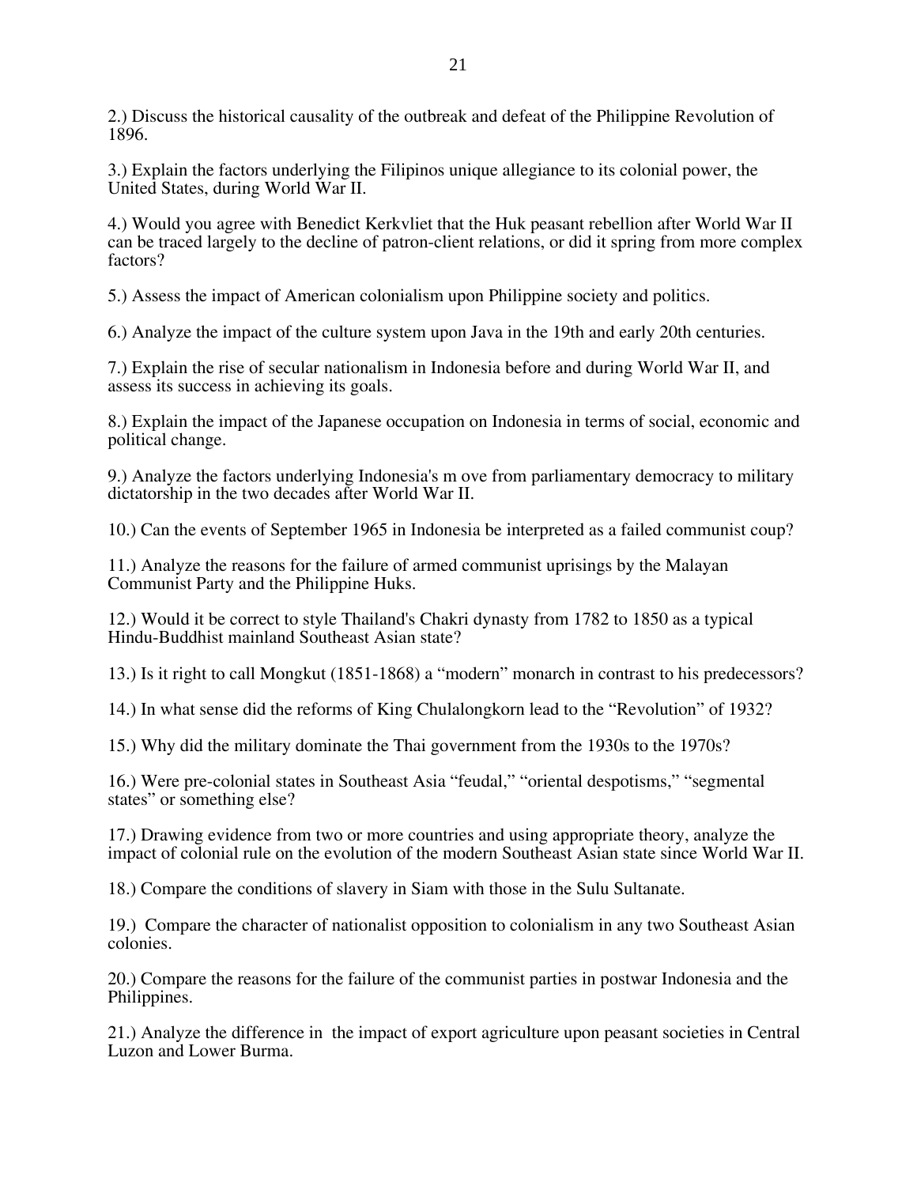2.) Discuss the historical causality of the outbreak and defeat of the Philippine Revolution of 1896.

3.) Explain the factors underlying the Filipinos unique allegiance to its colonial power, the United States, during World War II.

4.) Would you agree with Benedict Kerkvliet that the Huk peasant rebellion after World War II can be traced largely to the decline of patron-client relations, or did it spring from more complex factors?

5.) Assess the impact of American colonialism upon Philippine society and politics.

6.) Analyze the impact of the culture system upon Java in the 19th and early 20th centuries.

7.) Explain the rise of secular nationalism in Indonesia before and during World War II, and assess its success in achieving its goals.

8.) Explain the impact of the Japanese occupation on Indonesia in terms of social, economic and political change.

9.) Analyze the factors underlying Indonesia's m ove from parliamentary democracy to military dictatorship in the two decades after World War II.

10.) Can the events of September 1965 in Indonesia be interpreted as a failed communist coup?

11.) Analyze the reasons for the failure of armed communist uprisings by the Malayan Communist Party and the Philippine Huks.

12.) Would it be correct to style Thailand's Chakri dynasty from 1782 to 1850 as a typical Hindu-Buddhist mainland Southeast Asian state?

13.) Is it right to call Mongkut (1851-1868) a "modern" monarch in contrast to his predecessors?

14.) In what sense did the reforms of King Chulalongkorn lead to the "Revolution" of 1932?

15.) Why did the military dominate the Thai government from the 1930s to the 1970s?

16.) Were pre-colonial states in Southeast Asia "feudal," "oriental despotisms," "segmental states" or something else?

17.) Drawing evidence from two or more countries and using appropriate theory, analyze the impact of colonial rule on the evolution of the modern Southeast Asian state since World War II.

18.) Compare the conditions of slavery in Siam with those in the Sulu Sultanate.

19.) Compare the character of nationalist opposition to colonialism in any two Southeast Asian colonies.

20.) Compare the reasons for the failure of the communist parties in postwar Indonesia and the Philippines.

21.) Analyze the difference in the impact of export agriculture upon peasant societies in Central Luzon and Lower Burma.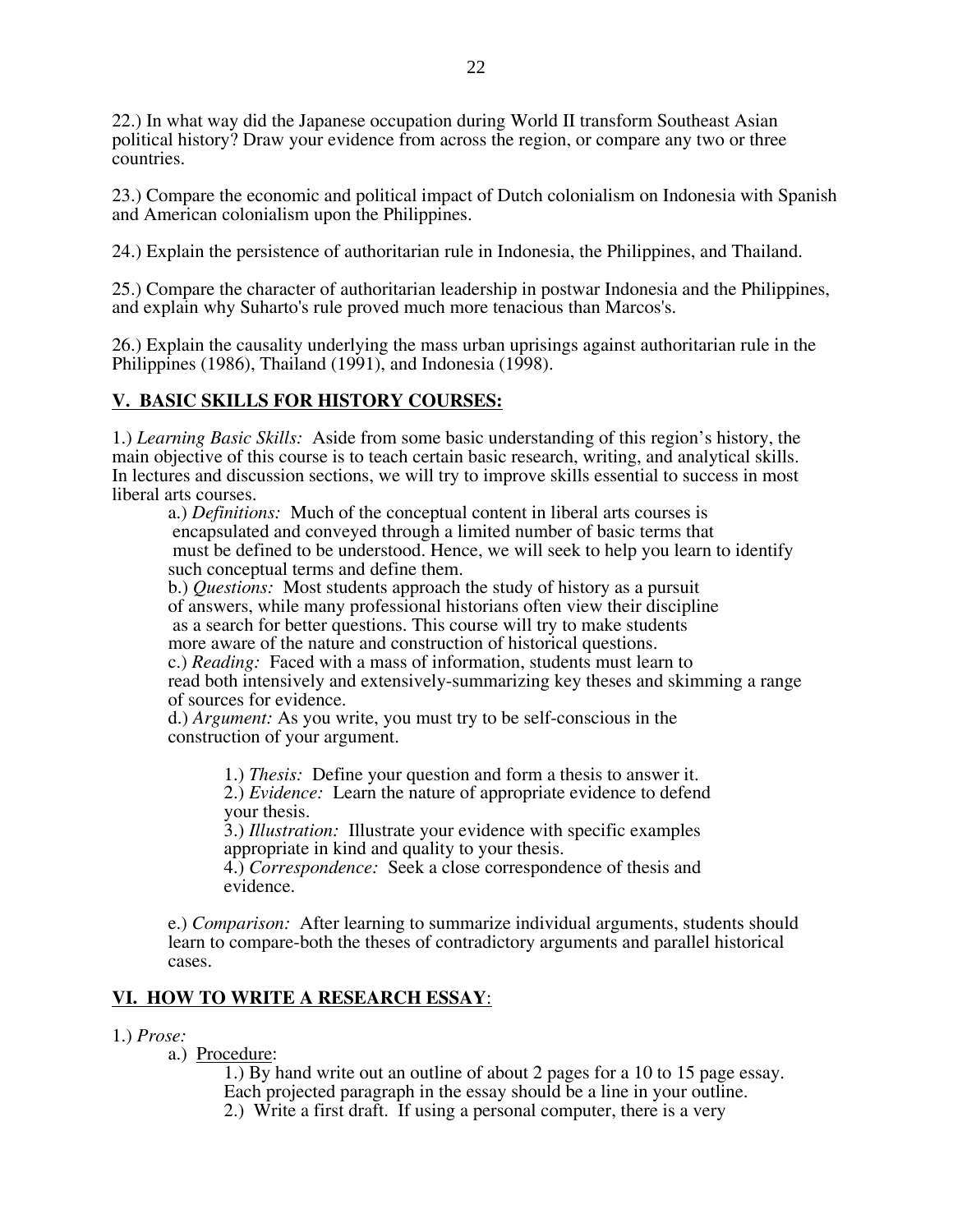22.) In what way did the Japanese occupation during World II transform Southeast Asian political history? Draw your evidence from across the region, or compare any two or three countries.

23.) Compare the economic and political impact of Dutch colonialism on Indonesia with Spanish and American colonialism upon the Philippines.

24.) Explain the persistence of authoritarian rule in Indonesia, the Philippines, and Thailand.

25.) Compare the character of authoritarian leadership in postwar Indonesia and the Philippines, and explain why Suharto's rule proved much more tenacious than Marcos's.

26.) Explain the causality underlying the mass urban uprisings against authoritarian rule in the Philippines (1986), Thailand (1991), and Indonesia (1998).

## V. BASIC SKILLS FOR HISTORY COURSES:

1.) *Learning Basic Skills:* Aside from some basic understanding of this region's history, the main objective of this course is to teach certain basic research, writing, and analytical skills. In lectures and discussion sections, we will try to improve skills essential to success in most liberal arts courses.

a.) *Definitions:* Much of the conceptual content in liberal arts courses is encapsulated and conveyed through a limited number of basic terms that must be defined to be understood. Hence, we will seek to help you learn to identify such conceptual terms and define them.

b.) *Questions:* Most students approach the study of history as a pursuit of answers, while many professional historians often view their discipline as a search for better questions. This course will try to make students more aware of the nature and construction of historical questions.

c.) *Reading:* Faced with a mass of information, students must learn to read both intensively and extensively-summarizing key theses and skimming a range of sources for evidence.

d.) *Argument:* As you write, you must try to be self-conscious in the construction of your argument.

1.) *Thesis:* Define your question and form a thesis to answer it.

2.) *Evidence:* Learn the nature of appropriate evidence to defend your thesis.

3.) *Illustration:* Illustrate your evidence with specific examples appropriate in kind and quality to your thesis.

4.) *Correspondence:* Seek a close correspondence of thesis and evidence.

e.) *Comparison:* After learning to summarize individual arguments, students should learn to compare-both the theses of contradictory arguments and parallel historical cases.

## VI. HOW TO WRITE A RESEARCH ESSAY:

1.) *Prose:*

a.) Procedure:

1.) By hand write out an outline of about 2 pages for a 10 to 15 page essay. Each projected paragraph in the essay should be a line in your outline.

2.) Write a first draft. If using a personal computer, there is a very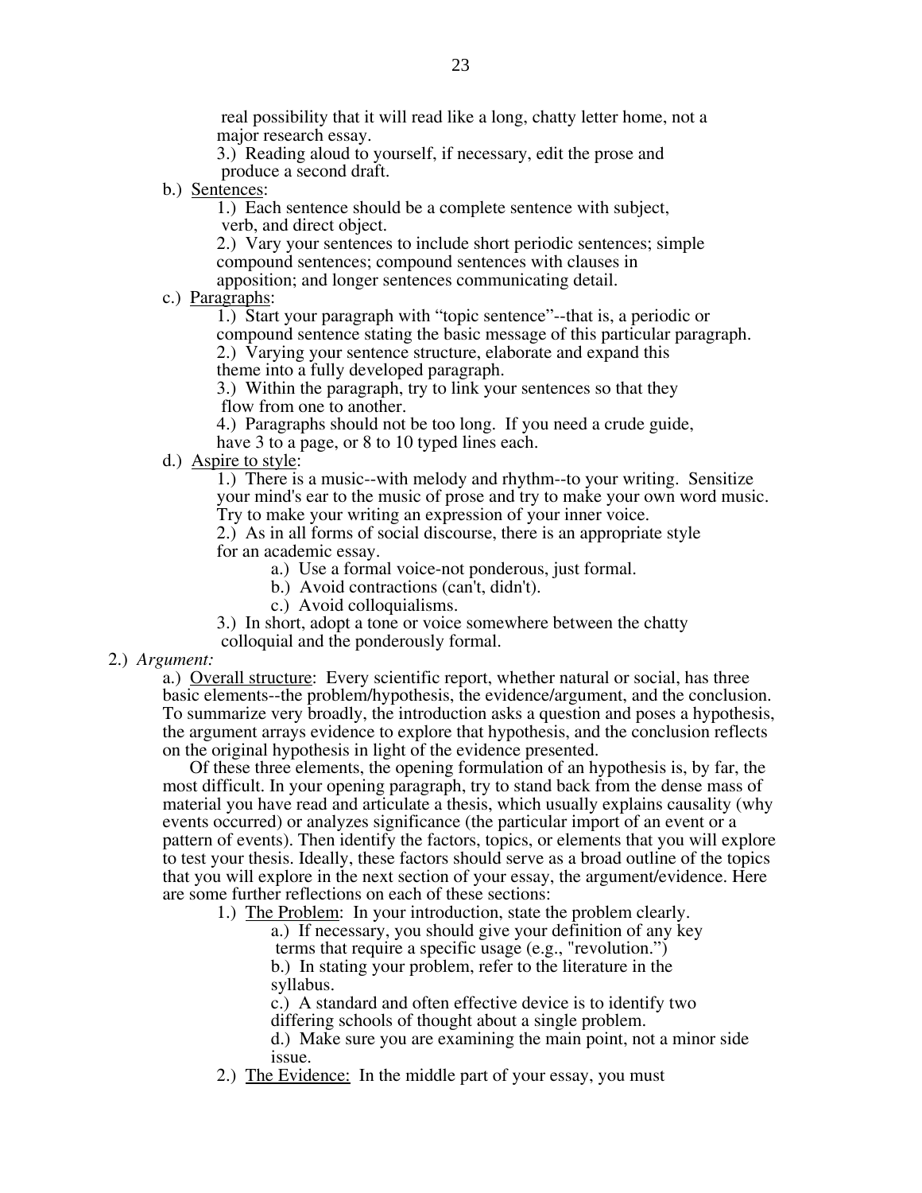real possibility that it will read like a long, chatty letter home, not a major research essay.

3.) Reading aloud to yourself, if necessary, edit the prose and produce a second draft.

b.) <u>Sentences</u>:

1.) Each sentence should be a complete sentence with subject, verb, and direct object.

2.) Vary your sentences to include short periodic sentences; simple compound sentences; compound sentences with clauses in apposition; and longer sentences communicating detail.

c.) <u>Paragraphs</u>:

1.) Start your paragraph with "topic sentence"--that is, a periodic or compound sentence stating the basic message of this particular paragraph.

2.) Varying your sentence structure, elaborate and expand this theme into a fully developed paragraph.

3.) Within the paragraph, try to link your sentences so that they flow from one to another.

4.) Paragraphs should not be too long. If you need a crude guide, have 3 to a page, or 8 to 10 typed lines each.

d.) <u>Aspire to style</u>:

1.) There is a music--with melody and rhythm--to your writing. Sensitize your mind's ear to the music of prose and try to make your own word music. Try to make your writing an expression of your inner voice.

2.) As in all forms of social discourse, there is an appropriate style for an academic essay.

a.) Use a formal voice-not ponderous, just formal.

b.) Avoid contractions (can't, didn't).

c.) Avoid colloquialisms.

3.) In short, adopt a tone or voice somewhere between the chatty colloquial and the ponderously formal.

2.) *Argument:*

a.) <u>Overall structure</u>: Every scientific report, whether natural or social, has three basic elements--the problem/hypothesis, the evidence/argument, and the conclusion. To summarize very broadly, the introduction asks a question and poses a hypothesis, the argument arrays evidence to explore that hypothesis, and the conclusion reflects on the original hypothesis in light of the evidence presented.

Of these three elements, the opening formulation of an hypothesis is, by far, the most difficult. In your opening paragraph, try to stand back from the dense mass of material you have read and articulate a thesis, which usually explains causality (why events occurred) or analyzes significance (the particular import of an event or a pattern of events). Then identify the factors, topics, or elements that you will explore to test your thesis. Ideally, these factors should serve as a broad outline of the topics that you will explore in the next section of your essay, the argument/evidence. Here are some further reflections on each of these sections:

1.) <u>The Problem</u>: In your introduction, state the problem clearly.

a.) If necessary, you should give your definition of any key terms that require a specific usage (e.g., "revolution.")

b.) In stating your problem, refer to the literature in the syllabus.

c.) A standard and often effective device is to identify two differing schools of thought about a single problem.

d.) Make sure you are examining the main point, not a minor side issue.

2.) <u>The Evidence:</u> In the middle part of your essay, you must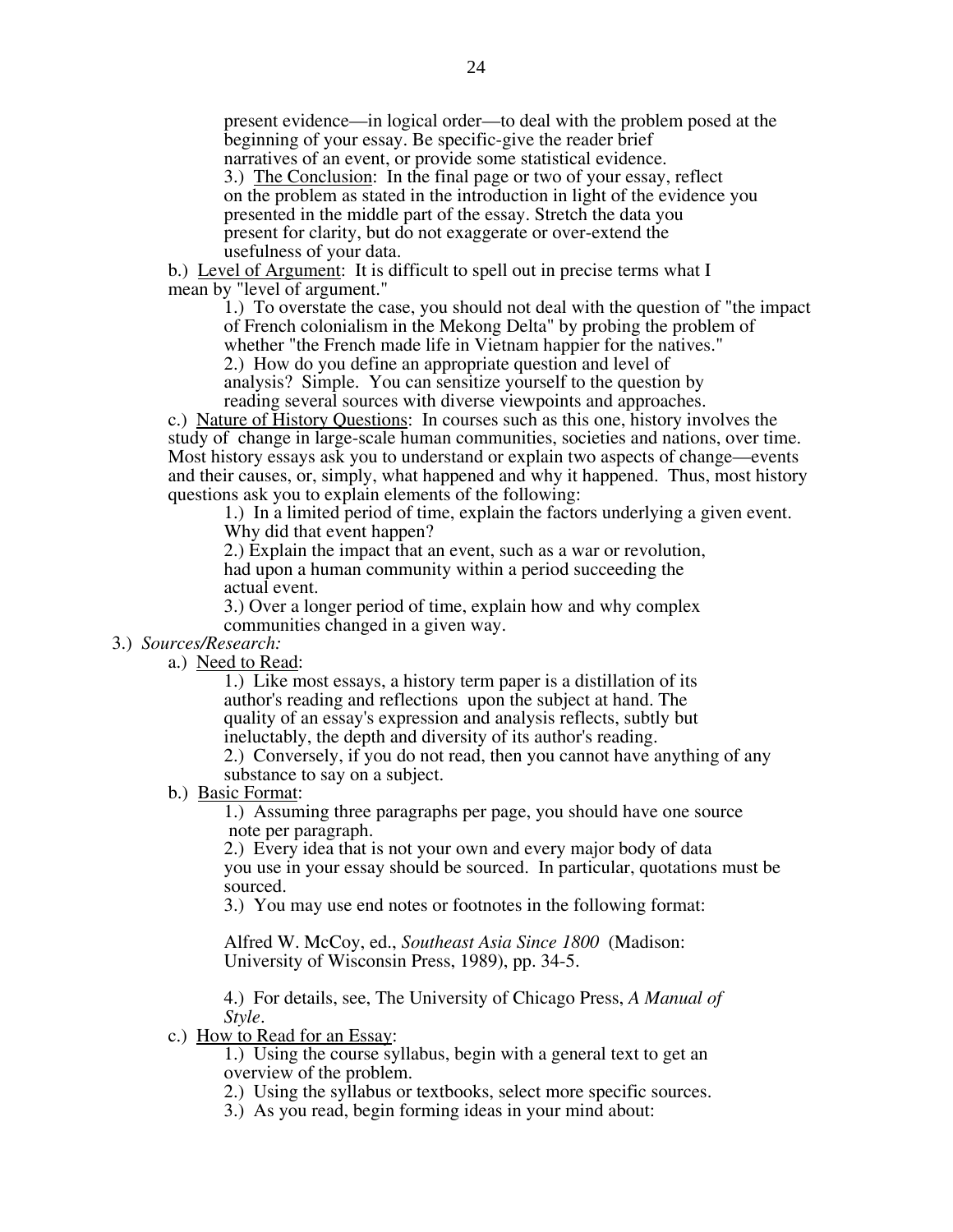present evidence—in logical order—to deal with the problem posed at the beginning of your essay. Be specific-give the reader brief narratives of an event, or provide some statistical evidence.

3.) The Conclusion: In the final page or two of your essay, reflect on the problem as stated in the introduction in light of the evidence you presented in the middle part of the essay. Stretch the data you present for clarity, but do not exaggerate or over-extend the usefulness of your data.

b.) Level of Argument: It is difficult to spell out in precise terms what I mean by "level of argument."

1.) To overstate the case, you should not deal with the question of "the impact of French colonialism in the Mekong Delta" by probing the problem of whether "the French made life in Vietnam happier for the natives."

2.) How do you define an appropriate question and level of analysis? Simple. You can sensitize yourself to the question by reading several sources with diverse viewpoints and approaches.

c.) Nature of History Questions: In courses such as this one, history involves the study of change in large-scale human communities, societies and nations, over time. Most history essays ask you to understand or explain two aspects of change—events and their causes, or, simply, what happened and why it happened. Thus, most history questions ask you to explain elements of the following:

1.) In a limited period of time, explain the factors underlying a given event. Why did that event happen?

2.) Explain the impact that an event, such as a war or revolution, had upon a human community within a period succeeding the actual event.

3.) Over a longer period of time, explain how and why complex communities changed in a given way.

3.) *Sources/Research:*

a.) Need to Read:

1.) Like most essays, a history term paper is a distillation of its author's reading and reflections upon the subject at hand. The quality of an essay's expression and analysis reflects, subtly but ineluctably, the depth and diversity of its author's reading.

2.) Conversely, if you do not read, then you cannot have anything of any substance to say on a subject.

b.) Basic Format:

1.) Assuming three paragraphs per page, you should have one source note per paragraph.

2.) Every idea that is not your own and every major body of data you use in your essay should be sourced. In particular, quotations must be sourced.

3.) You may use end notes or footnotes in the following format:

Alfred W. McCoy, ed., *Southeast Asia Since 1800* (Madison: University of Wisconsin Press, 1989), pp. 34-5.

4.) For details, see, The University of Chicago Press, *A Manual of Style*.

c.) How to Read for an Essay:

1.) Using the course syllabus, begin with a general text to get an overview of the problem.

2.) Using the syllabus or textbooks, select more specific sources.

3.) As you read, begin forming ideas in your mind about: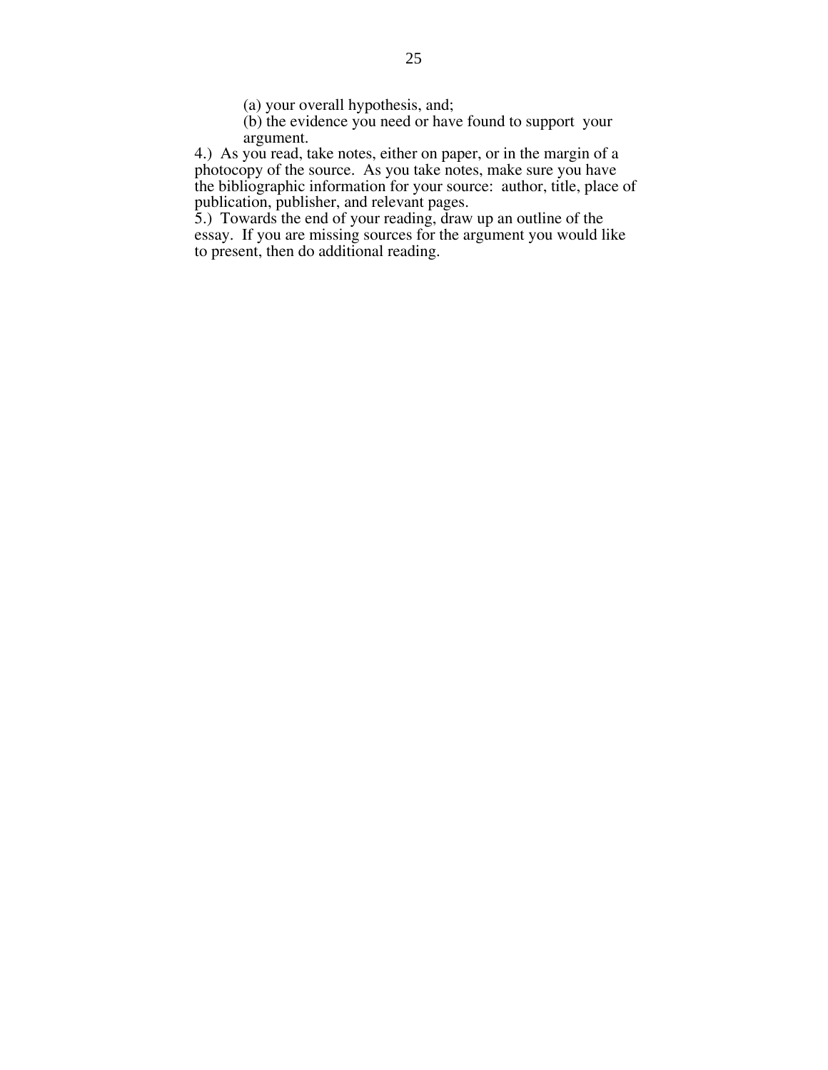(a) your overall hypothesis, and;
(b) the evidence you need or have found to support your argument.

4.) As you read, take notes, either on paper, or in the margin of a photocopy of the source. As you take notes, make sure you have the bibliographic information for your source: author, title, place of publication, publisher, and relevant pages.

5.) Towards the end of your reading, draw up an outline of the essay. If you are missing sources for the argument you would like to present, then do additional reading.